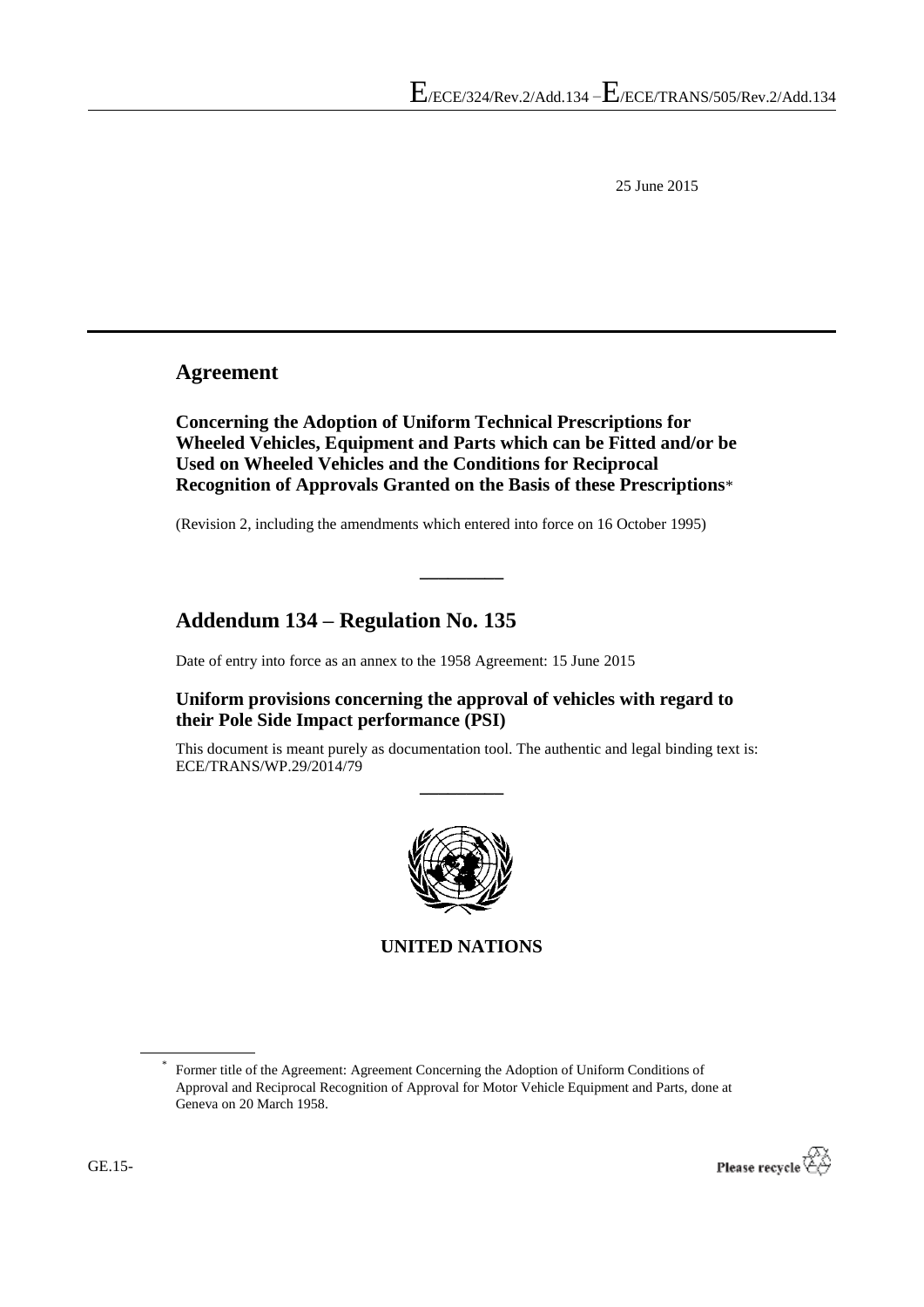E/ECE/324/Rev.2/Add.134 – E/ECE/TRANS/505/Rev.2/Add.134

25 June 2015

# Agreement

**Concerning the Adoption of Uniform Technical Prescriptions for Wheeled Vehicles, Equipment and Parts which can be Fitted and/or be Used on Wheeled Vehicles and the Conditions for Reciprocal Recognition of Approvals Granted on the Basis of these Prescriptions***

(Revision 2, including the amendments which entered into force on 16 October 1995)

---

# Addendum 134 – Regulation No. 135

Date of entry into force as an annex to the 1958 Agreement: 15 June 2015

## Uniform provisions concerning the approval of vehicles with regard to their Pole Side Impact performance (PSI)

This document is meant purely as documentation tool. The authentic and legal binding text is: ECE/TRANS/WP.29/2014/79

---

**UNITED NATIONS**

* Former title of the Agreement: Agreement Concerning the Adoption of Uniform Conditions of Approval and Reciprocal Recognition of Approval for Motor Vehicle Equipment and Parts, done at Geneva on 20 March 1958.

GE.15-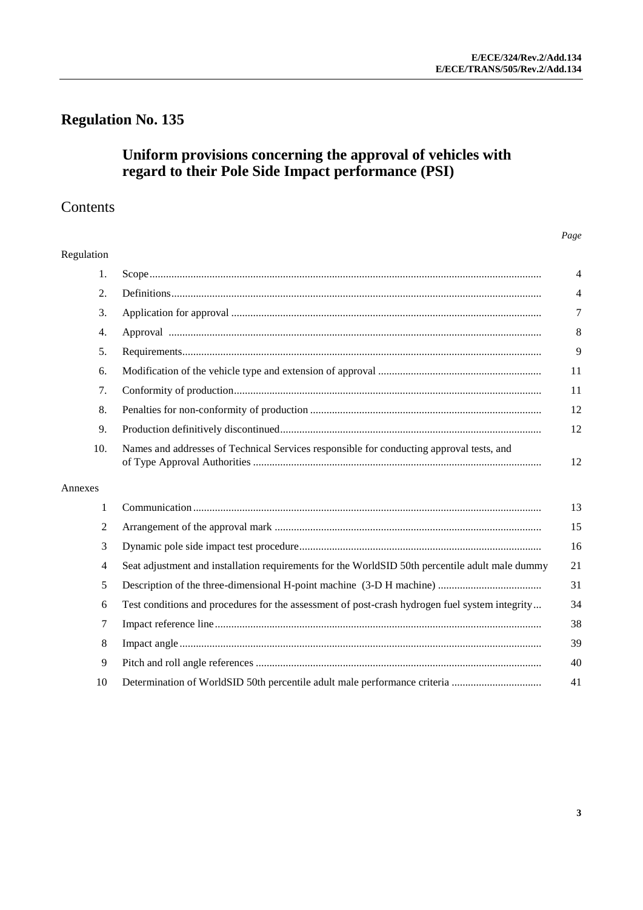# Regulation No. 135

## Uniform provisions concerning the approval of vehicles with regard to their Pole Side Impact performance (PSI)

## Contents

| | | *Page* |
|---|---|---|
| Regulation | | |
| 1. | Scope | 4 |
| 2. | Definitions | 4 |
| 3. | Application for approval | 7 |
| 4. | Approval | 8 |
| 5. | Requirements | 9 |
| 6. | Modification of the vehicle type and extension of approval | 11 |
| 7. | Conformity of production | 11 |
| 8. | Penalties for non-conformity of production | 12 |
| 9. | Production definitively discontinued | 12 |
| 10. | Names and addresses of Technical Services responsible for conducting approval tests, and of Type Approval Authorities | 12 |
| Annexes | | |
| 1 | Communication | 13 |
| 2 | Arrangement of the approval mark | 15 |
| 3 | Dynamic pole side impact test procedure | 16 |
| 4 | Seat adjustment and installation requirements for the WorldSID 50th percentile adult male dummy | 21 |
| 5 | Description of the three-dimensional H-point machine (3-D H machine) | 31 |
| 6 | Test conditions and procedures for the assessment of post-crash hydrogen fuel system integrity | 34 |
| 7 | Impact reference line | 38 |
| 8 | Impact angle | 39 |
| 9 | Pitch and roll angle references | 40 |
| 10 | Determination of WorldSID 50th percentile adult male performance criteria | 41 |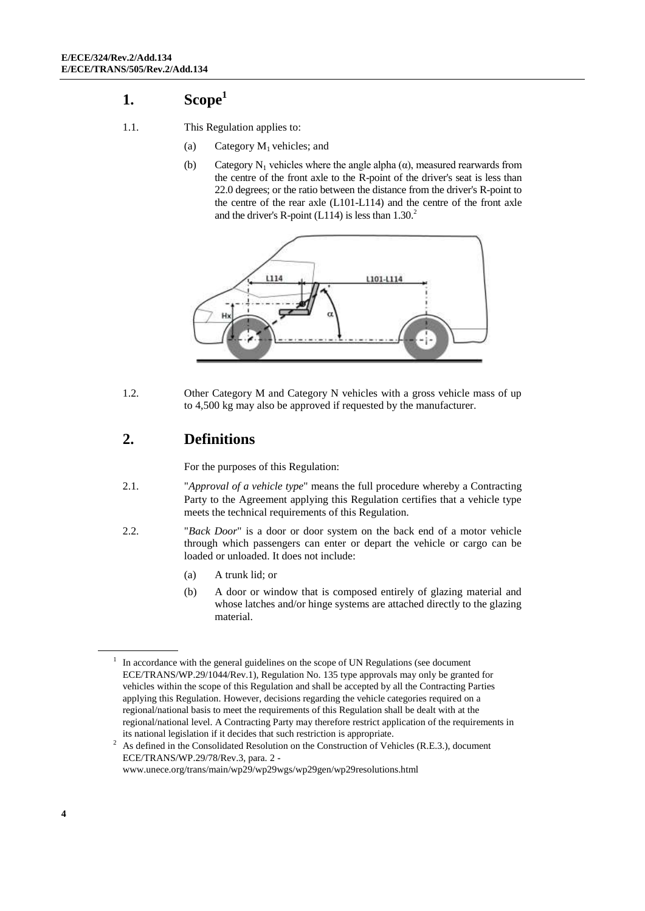# 1. Scope[1]

1.1. This Regulation applies to:

(a) Category $M_1$ vehicles; and

(b) Category $N_1$ vehicles where the angle alpha (α), measured rearwards from the centre of the front axle to the R-point of the driver's seat is less than 22.0 degrees; or the ratio between the distance from the driver's R-point to the centre of the rear axle (L101-L114) and the centre of the front axle and the driver's R-point (L114) is less than 1.30.[2]

1.2. Other Category M and Category N vehicles with a gross vehicle mass of up to 4,500 kg may also be approved if requested by the manufacturer.

# 2. Definitions

For the purposes of this Regulation:

2.1. "*Approval of a vehicle type*" means the full procedure whereby a Contracting Party to the Agreement applying this Regulation certifies that a vehicle type meets the technical requirements of this Regulation.

2.2. "*Back Door*" is a door or door system on the back end of a motor vehicle through which passengers can enter or depart the vehicle or cargo can be loaded or unloaded. It does not include:

(a) A trunk lid; or

(b) A door or window that is composed entirely of glazing material and whose latches and/or hinge systems are attached directly to the glazing material.

---

[1] In accordance with the general guidelines on the scope of UN Regulations (see document ECE/TRANS/WP.29/1044/Rev.1), Regulation No. 135 type approvals may only be granted for vehicles within the scope of this Regulation and shall be accepted by all the Contracting Parties applying this Regulation. However, decisions regarding the vehicle categories required on a regional/national basis to meet the requirements of this Regulation shall be dealt with at the regional/national level. A Contracting Party may therefore restrict application of the requirements in its national legislation if it decides that such restriction is appropriate.

[2] As defined in the Consolidated Resolution on the Construction of Vehicles (R.E.3.), document ECE/TRANS/WP.29/78/Rev.3, para. 2 - www.unece.org/trans/main/wp29/wp29wgs/wp29gen/wp29resolutions.html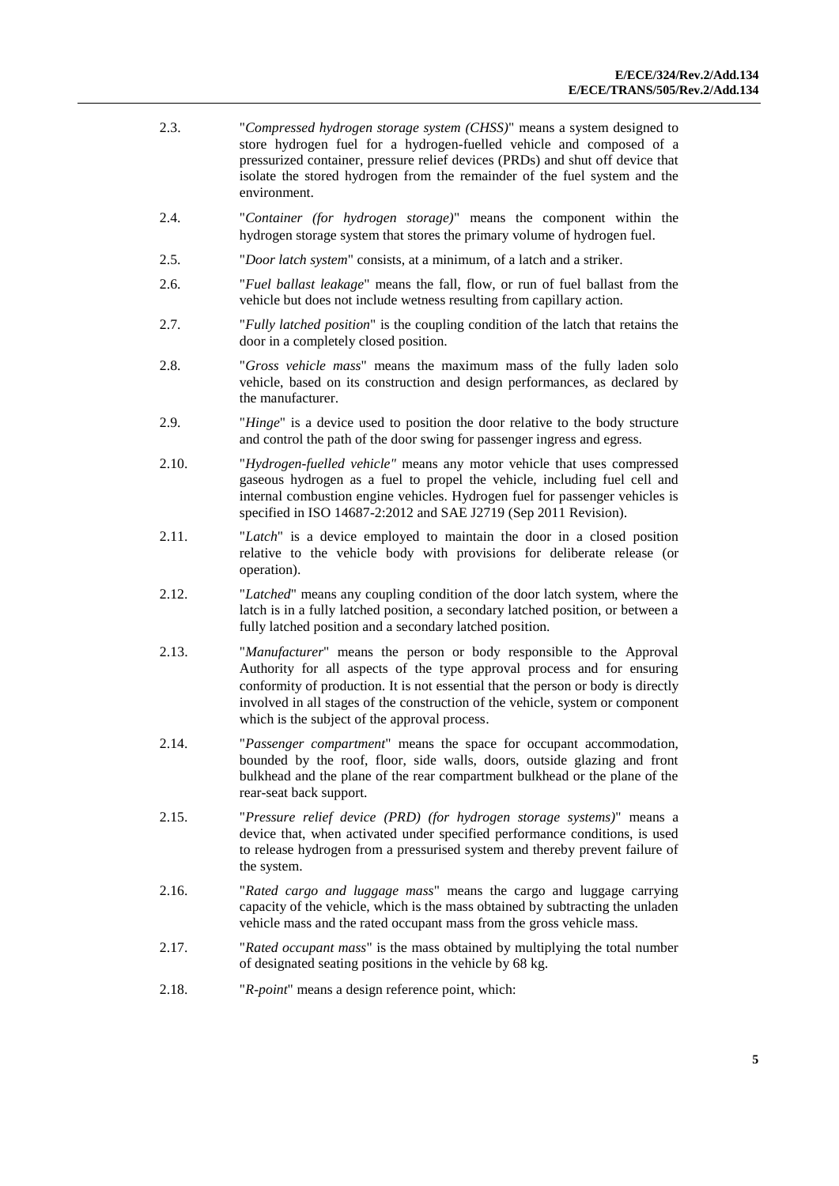2.3. "*Compressed hydrogen storage system (CHSS)*" means a system designed to store hydrogen fuel for a hydrogen-fuelled vehicle and composed of a pressurized container, pressure relief devices (PRDs) and shut off device that isolate the stored hydrogen from the remainder of the fuel system and the environment.

2.4. "*Container (for hydrogen storage)*" means the component within the hydrogen storage system that stores the primary volume of hydrogen fuel.

2.5. "*Door latch system*" consists, at a minimum, of a latch and a striker.

2.6. "*Fuel ballast leakage*" means the fall, flow, or run of fuel ballast from the vehicle but does not include wetness resulting from capillary action.

2.7. "*Fully latched position*" is the coupling condition of the latch that retains the door in a completely closed position.

2.8. "*Gross vehicle mass*" means the maximum mass of the fully laden solo vehicle, based on its construction and design performances, as declared by the manufacturer.

2.9. "*Hinge*" is a device used to position the door relative to the body structure and control the path of the door swing for passenger ingress and egress.

2.10. "*Hydrogen-fuelled vehicle"* means any motor vehicle that uses compressed gaseous hydrogen as a fuel to propel the vehicle, including fuel cell and internal combustion engine vehicles. Hydrogen fuel for passenger vehicles is specified in ISO 14687-2:2012 and SAE J2719 (Sep 2011 Revision).

2.11. "*Latch*" is a device employed to maintain the door in a closed position relative to the vehicle body with provisions for deliberate release (or operation).

2.12. "*Latched*" means any coupling condition of the door latch system, where the latch is in a fully latched position, a secondary latched position, or between a fully latched position and a secondary latched position.

2.13. "*Manufacturer*" means the person or body responsible to the Approval Authority for all aspects of the type approval process and for ensuring conformity of production. It is not essential that the person or body is directly involved in all stages of the construction of the vehicle, system or component which is the subject of the approval process.

2.14. "*Passenger compartment*" means the space for occupant accommodation, bounded by the roof, floor, side walls, doors, outside glazing and front bulkhead and the plane of the rear compartment bulkhead or the plane of the rear-seat back support.

2.15. "*Pressure relief device (PRD) (for hydrogen storage systems)*" means a device that, when activated under specified performance conditions, is used to release hydrogen from a pressurised system and thereby prevent failure of the system.

2.16. "*Rated cargo and luggage mass*" means the cargo and luggage carrying capacity of the vehicle, which is the mass obtained by subtracting the unladen vehicle mass and the rated occupant mass from the gross vehicle mass.

2.17. "*Rated occupant mass*" is the mass obtained by multiplying the total number of designated seating positions in the vehicle by 68 kg.

2.18. "*R-point*" means a design reference point, which: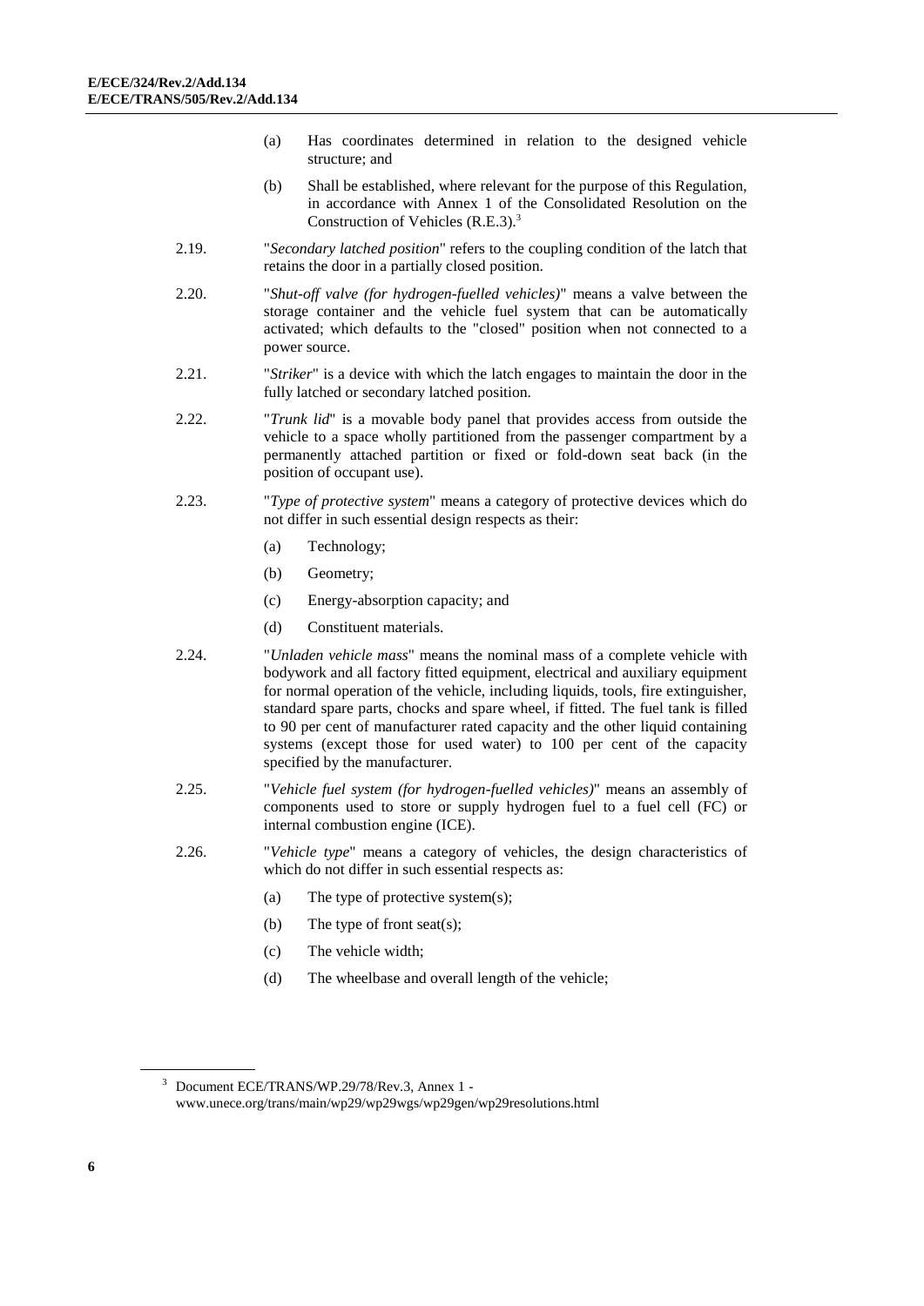(a) Has coordinates determined in relation to the designed vehicle structure; and

(b) Shall be established, where relevant for the purpose of this Regulation, in accordance with Annex 1 of the Consolidated Resolution on the Construction of Vehicles (R.E.3).[3]

2.19. "*Secondary latched position*" refers to the coupling condition of the latch that retains the door in a partially closed position.

2.20. "*Shut-off valve (for hydrogen-fuelled vehicles)*" means a valve between the storage container and the vehicle fuel system that can be automatically activated; which defaults to the "closed" position when not connected to a power source.

2.21. "*Striker*" is a device with which the latch engages to maintain the door in the fully latched or secondary latched position.

2.22. "*Trunk lid*" is a movable body panel that provides access from outside the vehicle to a space wholly partitioned from the passenger compartment by a permanently attached partition or fixed or fold-down seat back (in the position of occupant use).

2.23. "*Type of protective system*" means a category of protective devices which do not differ in such essential design respects as their:

(a) Technology;

(b) Geometry;

(c) Energy-absorption capacity; and

(d) Constituent materials.

2.24. "*Unladen vehicle mass*" means the nominal mass of a complete vehicle with bodywork and all factory fitted equipment, electrical and auxiliary equipment for normal operation of the vehicle, including liquids, tools, fire extinguisher, standard spare parts, chocks and spare wheel, if fitted. The fuel tank is filled to 90 per cent of manufacturer rated capacity and the other liquid containing systems (except those for used water) to 100 per cent of the capacity specified by the manufacturer.

2.25. "*Vehicle fuel system (for hydrogen-fuelled vehicles)*" means an assembly of components used to store or supply hydrogen fuel to a fuel cell (FC) or internal combustion engine (ICE).

2.26. "*Vehicle type*" means a category of vehicles, the design characteristics of which do not differ in such essential respects as:

(a) The type of protective system(s);

(b) The type of front seat(s);

(c) The vehicle width;

(d) The wheelbase and overall length of the vehicle;

---

[3] Document ECE/TRANS/WP.29/78/Rev.3, Annex 1 - www.unece.org/trans/main/wp29/wp29wgs/wp29gen/wp29resolutions.html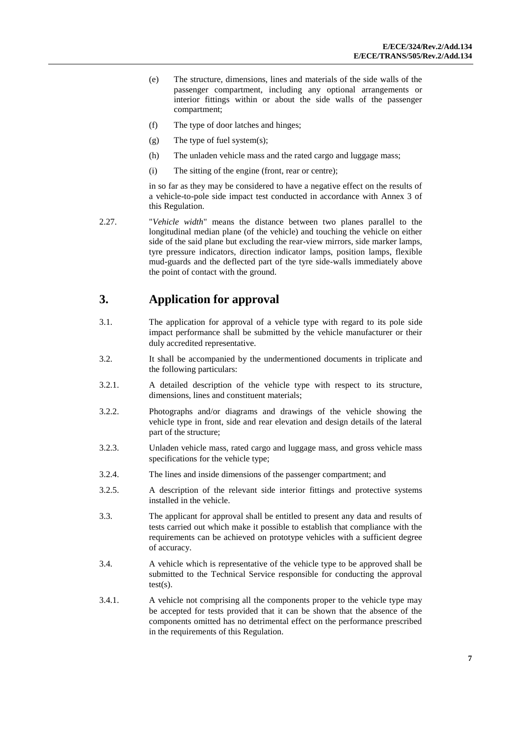(e) The structure, dimensions, lines and materials of the side walls of the passenger compartment, including any optional arrangements or interior fittings within or about the side walls of the passenger compartment;

(f) The type of door latches and hinges;

(g) The type of fuel system(s);

(h) The unladen vehicle mass and the rated cargo and luggage mass;

(i) The sitting of the engine (front, rear or centre);

in so far as they may be considered to have a negative effect on the results of a vehicle-to-pole side impact test conducted in accordance with Annex 3 of this Regulation.

2.27. "*Vehicle width*" means the distance between two planes parallel to the longitudinal median plane (of the vehicle) and touching the vehicle on either side of the said plane but excluding the rear-view mirrors, side marker lamps, tyre pressure indicators, direction indicator lamps, position lamps, flexible mud-guards and the deflected part of the tyre side-walls immediately above the point of contact with the ground.

## 3. Application for approval

3.1. The application for approval of a vehicle type with regard to its pole side impact performance shall be submitted by the vehicle manufacturer or their duly accredited representative.

3.2. It shall be accompanied by the undermentioned documents in triplicate and the following particulars:

3.2.1. A detailed description of the vehicle type with respect to its structure, dimensions, lines and constituent materials;

3.2.2. Photographs and/or diagrams and drawings of the vehicle showing the vehicle type in front, side and rear elevation and design details of the lateral part of the structure;

3.2.3. Unladen vehicle mass, rated cargo and luggage mass, and gross vehicle mass specifications for the vehicle type;

3.2.4. The lines and inside dimensions of the passenger compartment; and

3.2.5. A description of the relevant side interior fittings and protective systems installed in the vehicle.

3.3. The applicant for approval shall be entitled to present any data and results of tests carried out which make it possible to establish that compliance with the requirements can be achieved on prototype vehicles with a sufficient degree of accuracy.

3.4. A vehicle which is representative of the vehicle type to be approved shall be submitted to the Technical Service responsible for conducting the approval test(s).

3.4.1. A vehicle not comprising all the components proper to the vehicle type may be accepted for tests provided that it can be shown that the absence of the components omitted has no detrimental effect on the performance prescribed in the requirements of this Regulation.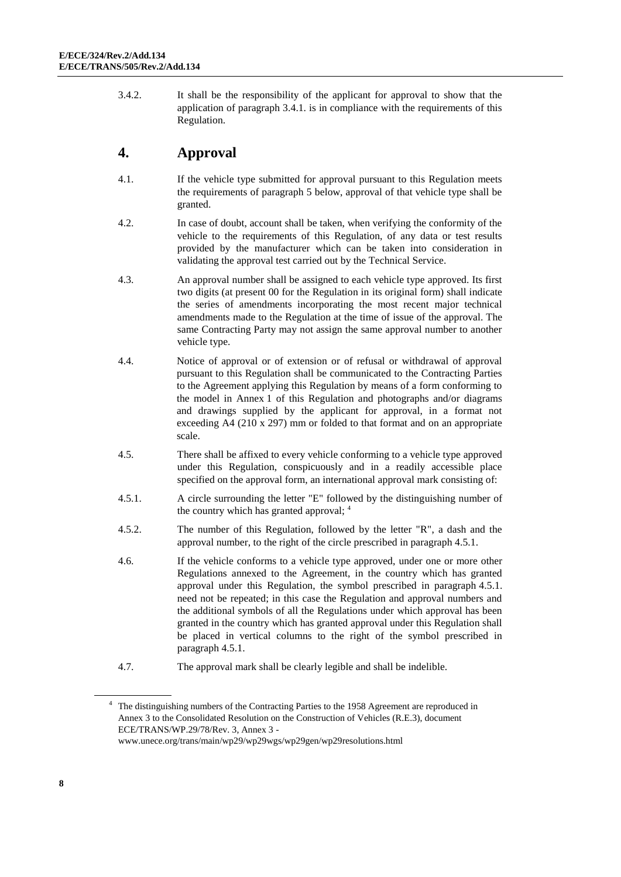3.4.2. It shall be the responsibility of the applicant for approval to show that the application of paragraph 3.4.1. is in compliance with the requirements of this Regulation.

# 4. Approval

4.1. If the vehicle type submitted for approval pursuant to this Regulation meets the requirements of paragraph 5 below, approval of that vehicle type shall be granted.

4.2. In case of doubt, account shall be taken, when verifying the conformity of the vehicle to the requirements of this Regulation, of any data or test results provided by the manufacturer which can be taken into consideration in validating the approval test carried out by the Technical Service.

4.3. An approval number shall be assigned to each vehicle type approved. Its first two digits (at present 00 for the Regulation in its original form) shall indicate the series of amendments incorporating the most recent major technical amendments made to the Regulation at the time of issue of the approval. The same Contracting Party may not assign the same approval number to another vehicle type.

4.4. Notice of approval or of extension or of refusal or withdrawal of approval pursuant to this Regulation shall be communicated to the Contracting Parties to the Agreement applying this Regulation by means of a form conforming to the model in Annex 1 of this Regulation and photographs and/or diagrams and drawings supplied by the applicant for approval, in a format not exceeding A4 (210 x 297) mm or folded to that format and on an appropriate scale.

4.5. There shall be affixed to every vehicle conforming to a vehicle type approved under this Regulation, conspicuously and in a readily accessible place specified on the approval form, an international approval mark consisting of:

4.5.1. A circle surrounding the letter "E" followed by the distinguishing number of the country which has granted approval; [4]

4.5.2. The number of this Regulation, followed by the letter "R", a dash and the approval number, to the right of the circle prescribed in paragraph 4.5.1.

4.6. If the vehicle conforms to a vehicle type approved, under one or more other Regulations annexed to the Agreement, in the country which has granted approval under this Regulation, the symbol prescribed in paragraph 4.5.1. need not be repeated; in this case the Regulation and approval numbers and the additional symbols of all the Regulations under which approval has been granted in the country which has granted approval under this Regulation shall be placed in vertical columns to the right of the symbol prescribed in paragraph 4.5.1.

4.7. The approval mark shall be clearly legible and shall be indelible.

[4] The distinguishing numbers of the Contracting Parties to the 1958 Agreement are reproduced in Annex 3 to the Consolidated Resolution on the Construction of Vehicles (R.E.3), document ECE/TRANS/WP.29/78/Rev. 3, Annex 3 - www.unece.org/trans/main/wp29/wp29wgs/wp29gen/wp29resolutions.html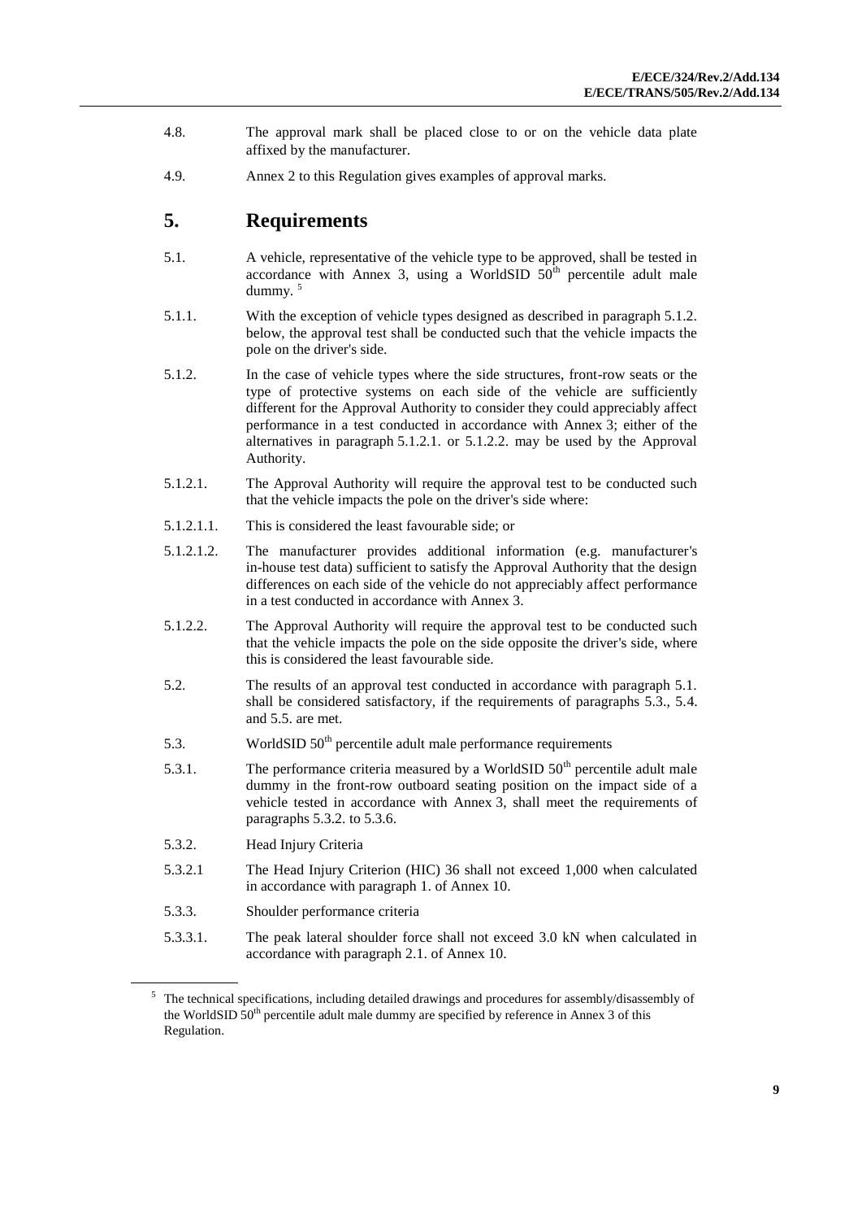4.8. The approval mark shall be placed close to or on the vehicle data plate affixed by the manufacturer.

4.9. Annex 2 to this Regulation gives examples of approval marks.

# 5. Requirements

5.1. A vehicle, representative of the vehicle type to be approved, shall be tested in accordance with Annex 3, using a WorldSID $50^{th}$ percentile adult male dummy. [5]

5.1.1. With the exception of vehicle types designed as described in paragraph 5.1.2. below, the approval test shall be conducted such that the vehicle impacts the pole on the driver's side.

5.1.2. In the case of vehicle types where the side structures, front-row seats or the type of protective systems on each side of the vehicle are sufficiently different for the Approval Authority to consider they could appreciably affect performance in a test conducted in accordance with Annex 3; either of the alternatives in paragraph 5.1.2.1. or 5.1.2.2. may be used by the Approval Authority.

5.1.2.1. The Approval Authority will require the approval test to be conducted such that the vehicle impacts the pole on the driver's side where:

5.1.2.1.1. This is considered the least favourable side; or

5.1.2.1.2. The manufacturer provides additional information (e.g. manufacturer's in-house test data) sufficient to satisfy the Approval Authority that the design differences on each side of the vehicle do not appreciably affect performance in a test conducted in accordance with Annex 3.

5.1.2.2. The Approval Authority will require the approval test to be conducted such that the vehicle impacts the pole on the side opposite the driver's side, where this is considered the least favourable side.

5.2. The results of an approval test conducted in accordance with paragraph 5.1. shall be considered satisfactory, if the requirements of paragraphs 5.3., 5.4. and 5.5. are met.

5.3. WorldSID $50^{th}$ percentile adult male performance requirements

5.3.1. The performance criteria measured by a WorldSID $50^{th}$ percentile adult male dummy in the front-row outboard seating position on the impact side of a vehicle tested in accordance with Annex 3, shall meet the requirements of paragraphs 5.3.2. to 5.3.6.

5.3.2. Head Injury Criteria

5.3.2.1 The Head Injury Criterion (HIC) 36 shall not exceed 1,000 when calculated in accordance with paragraph 1. of Annex 10.

5.3.3. Shoulder performance criteria

5.3.3.1. The peak lateral shoulder force shall not exceed 3.0 kN when calculated in accordance with paragraph 2.1. of Annex 10.

---

[5] The technical specifications, including detailed drawings and procedures for assembly/disassembly of the WorldSID $50^{th}$ percentile adult male dummy are specified by reference in Annex 3 of this Regulation.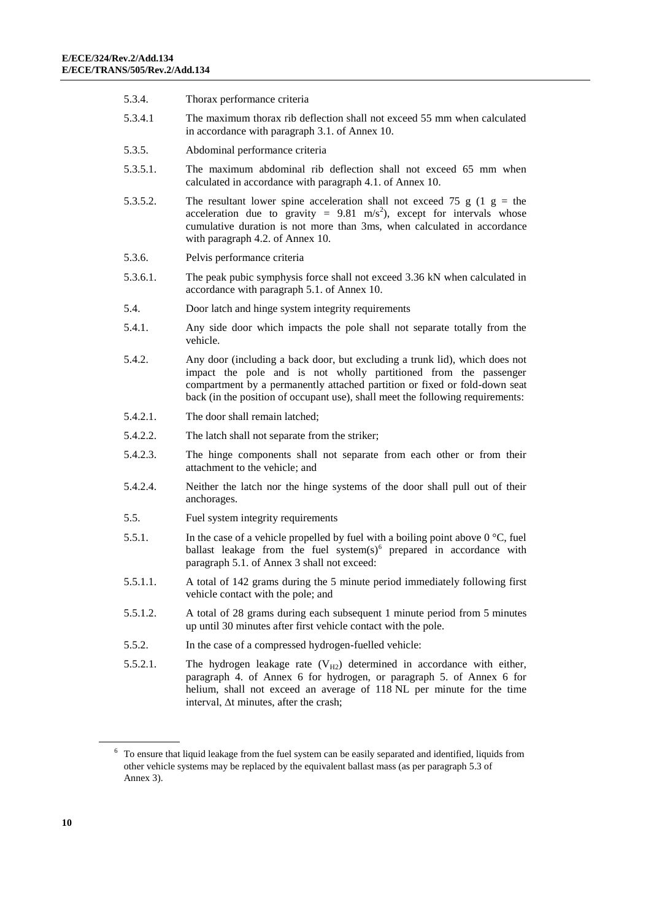5.3.4. Thorax performance criteria

5.3.4.1 The maximum thorax rib deflection shall not exceed 55 mm when calculated in accordance with paragraph 3.1. of Annex 10.

5.3.5. Abdominal performance criteria

5.3.5.1. The maximum abdominal rib deflection shall not exceed 65 mm when calculated in accordance with paragraph 4.1. of Annex 10.

5.3.5.2. The resultant lower spine acceleration shall not exceed 75 g (1 g = the acceleration due to gravity = 9.81 $m/s^2$), except for intervals whose cumulative duration is not more than 3ms, when calculated in accordance with paragraph 4.2. of Annex 10.

5.3.6. Pelvis performance criteria

5.3.6.1. The peak pubic symphysis force shall not exceed 3.36 kN when calculated in accordance with paragraph 5.1. of Annex 10.

5.4. Door latch and hinge system integrity requirements

5.4.1. Any side door which impacts the pole shall not separate totally from the vehicle.

5.4.2. Any door (including a back door, but excluding a trunk lid), which does not impact the pole and is not wholly partitioned from the passenger compartment by a permanently attached partition or fixed or fold-down seat back (in the position of occupant use), shall meet the following requirements:

5.4.2.1. The door shall remain latched;

5.4.2.2. The latch shall not separate from the striker;

5.4.2.3. The hinge components shall not separate from each other or from their attachment to the vehicle; and

5.4.2.4. Neither the latch nor the hinge systems of the door shall pull out of their anchorages.

5.5. Fuel system integrity requirements

5.5.1. In the case of a vehicle propelled by fuel with a boiling point above 0 °C, fuel ballast leakage from the fuel system(s)[6] prepared in accordance with paragraph 5.1. of Annex 3 shall not exceed:

5.5.1.1. A total of 142 grams during the 5 minute period immediately following first vehicle contact with the pole; and

5.5.1.2. A total of 28 grams during each subsequent 1 minute period from 5 minutes up until 30 minutes after first vehicle contact with the pole.

5.5.2. In the case of a compressed hydrogen-fuelled vehicle:

5.5.2.1. The hydrogen leakage rate ($V_{H2}$) determined in accordance with either, paragraph 4. of Annex 6 for hydrogen, or paragraph 5. of Annex 6 for helium, shall not exceed an average of 118 NL per minute for the time interval, $\Delta t$ minutes, after the crash;

[6] To ensure that liquid leakage from the fuel system can be easily separated and identified, liquids from other vehicle systems may be replaced by the equivalent ballast mass (as per paragraph 5.3 of Annex 3).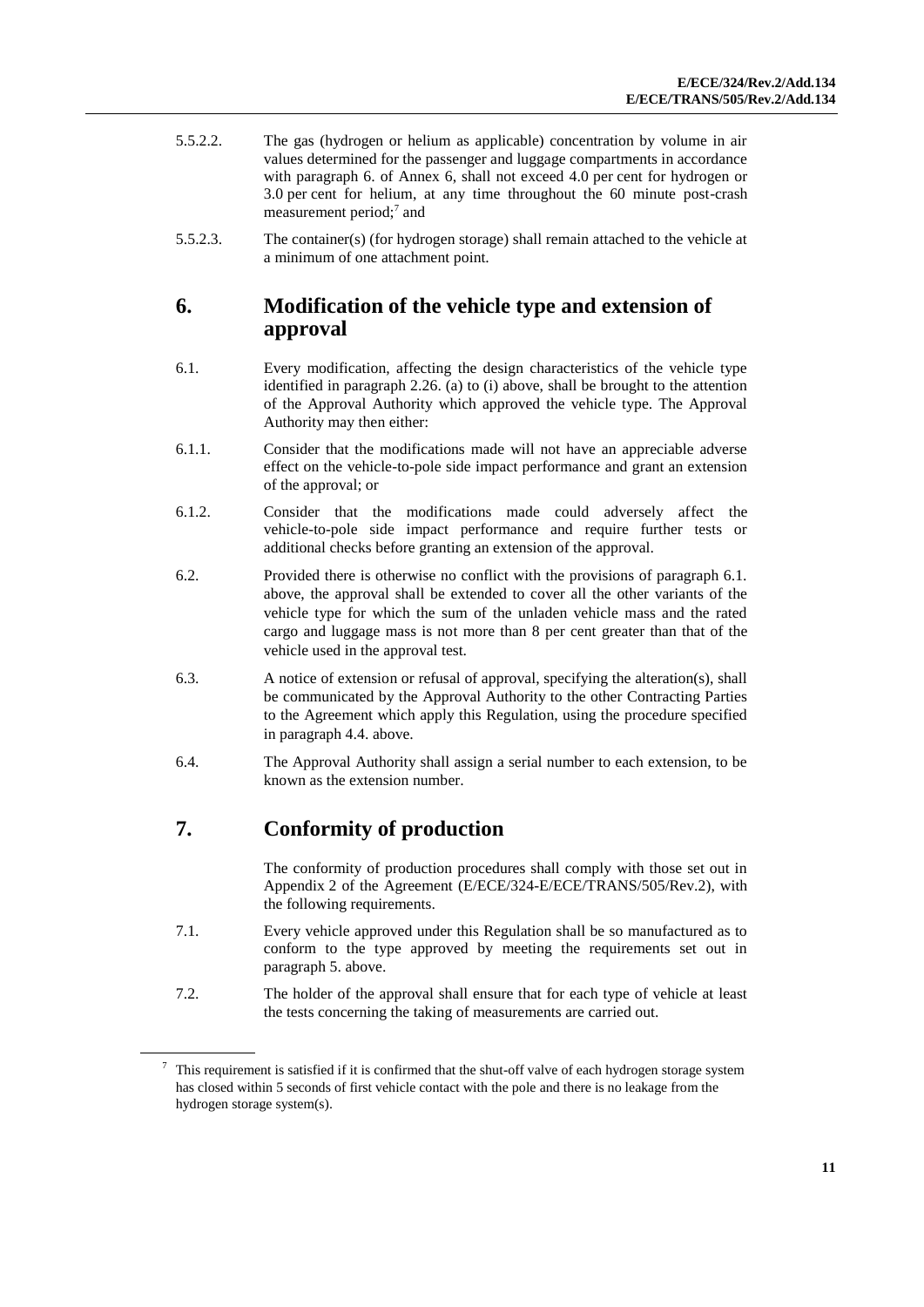5.5.2.2. The gas (hydrogen or helium as applicable) concentration by volume in air values determined for the passenger and luggage compartments in accordance with paragraph 6. of Annex 6, shall not exceed 4.0 per cent for hydrogen or 3.0 per cent for helium, at any time throughout the 60 minute post-crash measurement period;[7] and

5.5.2.3. The container(s) (for hydrogen storage) shall remain attached to the vehicle at a minimum of one attachment point.

## 6. Modification of the vehicle type and extension of approval

6.1. Every modification, affecting the design characteristics of the vehicle type identified in paragraph 2.26. (a) to (i) above, shall be brought to the attention of the Approval Authority which approved the vehicle type. The Approval Authority may then either:

6.1.1. Consider that the modifications made will not have an appreciable adverse effect on the vehicle-to-pole side impact performance and grant an extension of the approval; or

6.1.2. Consider that the modifications made could adversely affect the vehicle-to-pole side impact performance and require further tests or additional checks before granting an extension of the approval.

6.2. Provided there is otherwise no conflict with the provisions of paragraph 6.1. above, the approval shall be extended to cover all the other variants of the vehicle type for which the sum of the unladen vehicle mass and the rated cargo and luggage mass is not more than 8 per cent greater than that of the vehicle used in the approval test.

6.3. A notice of extension or refusal of approval, specifying the alteration(s), shall be communicated by the Approval Authority to the other Contracting Parties to the Agreement which apply this Regulation, using the procedure specified in paragraph 4.4. above.

6.4. The Approval Authority shall assign a serial number to each extension, to be known as the extension number.

## 7. Conformity of production

The conformity of production procedures shall comply with those set out in Appendix 2 of the Agreement (E/ECE/324-E/ECE/TRANS/505/Rev.2), with the following requirements.

7.1. Every vehicle approved under this Regulation shall be so manufactured as to conform to the type approved by meeting the requirements set out in paragraph 5. above.

7.2. The holder of the approval shall ensure that for each type of vehicle at least the tests concerning the taking of measurements are carried out.

---

[7] This requirement is satisfied if it is confirmed that the shut-off valve of each hydrogen storage system has closed within 5 seconds of first vehicle contact with the pole and there is no leakage from the hydrogen storage system(s).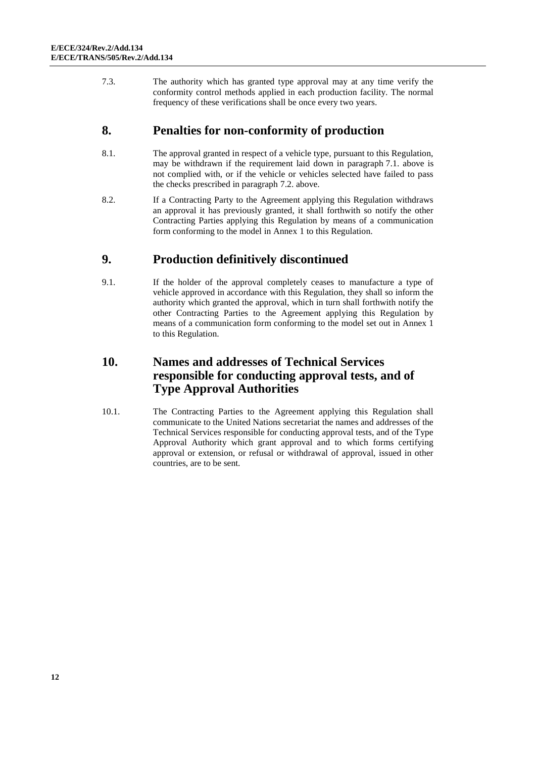7.3. The authority which has granted type approval may at any time verify the conformity control methods applied in each production facility. The normal frequency of these verifications shall be once every two years.

## 8. Penalties for non-conformity of production

8.1. The approval granted in respect of a vehicle type, pursuant to this Regulation, may be withdrawn if the requirement laid down in paragraph 7.1. above is not complied with, or if the vehicle or vehicles selected have failed to pass the checks prescribed in paragraph 7.2. above.

8.2. If a Contracting Party to the Agreement applying this Regulation withdraws an approval it has previously granted, it shall forthwith so notify the other Contracting Parties applying this Regulation by means of a communication form conforming to the model in Annex 1 to this Regulation.

## 9. Production definitively discontinued

9.1. If the holder of the approval completely ceases to manufacture a type of vehicle approved in accordance with this Regulation, they shall so inform the authority which granted the approval, which in turn shall forthwith notify the other Contracting Parties to the Agreement applying this Regulation by means of a communication form conforming to the model set out in Annex 1 to this Regulation.

## 10. Names and addresses of Technical Services responsible for conducting approval tests, and of Type Approval Authorities

10.1. The Contracting Parties to the Agreement applying this Regulation shall communicate to the United Nations secretariat the names and addresses of the Technical Services responsible for conducting approval tests, and of the Type Approval Authority which grant approval and to which forms certifying approval or extension, or refusal or withdrawal of approval, issued in other countries, are to be sent.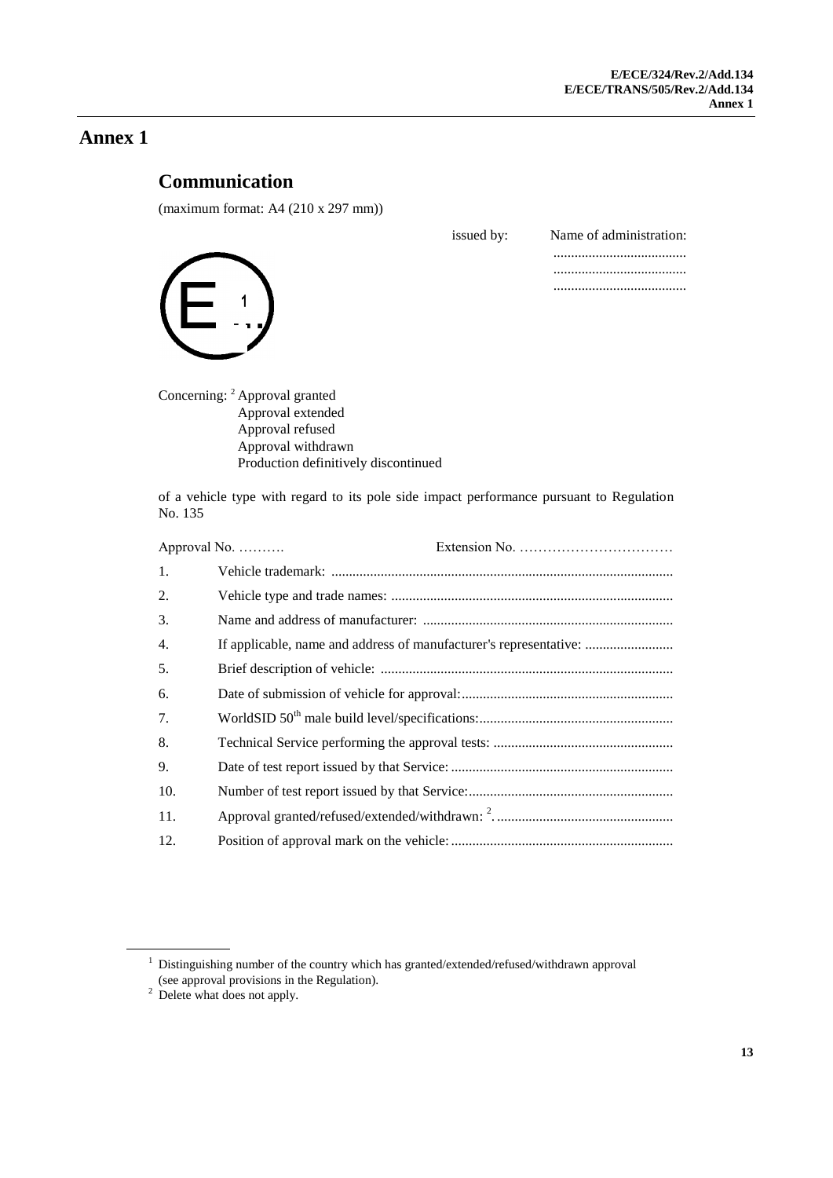# Annex 1

## Communication

(maximum format: A4 (210 x 297 mm))

issued by: Name of administration:
......................................
......................................
......................................

E 1

Concerning: [2] Approval granted
Approval extended
Approval refused
Approval withdrawn
Production definitively discontinued

of a vehicle type with regard to its pole side impact performance pursuant to Regulation No. 135

Approval No. ………. Extension No. ……………………………

1. Vehicle trademark: ................................................................................................
2. Vehicle type and trade names: ...............................................................................
3. Name and address of manufacturer: ......................................................................
4. If applicable, name and address of manufacturer's representative: .........................
5. Brief description of vehicle: ..................................................................................
6. Date of submission of vehicle for approval:...........................................................
7. WorldSID 50th male build level/specifications:.......................................................
8. Technical Service performing the approval tests: ..................................................
9. Date of test report issued by that Service: ..............................................................
10. Number of test report issued by that Service:.........................................................
11. Approval granted/refused/extended/withdrawn: [2]. .................................................
12. Position of approval mark on the vehicle: ..............................................................

---

[1] Distinguishing number of the country which has granted/extended/refused/withdrawn approval (see approval provisions in the Regulation).

[2] Delete what does not apply.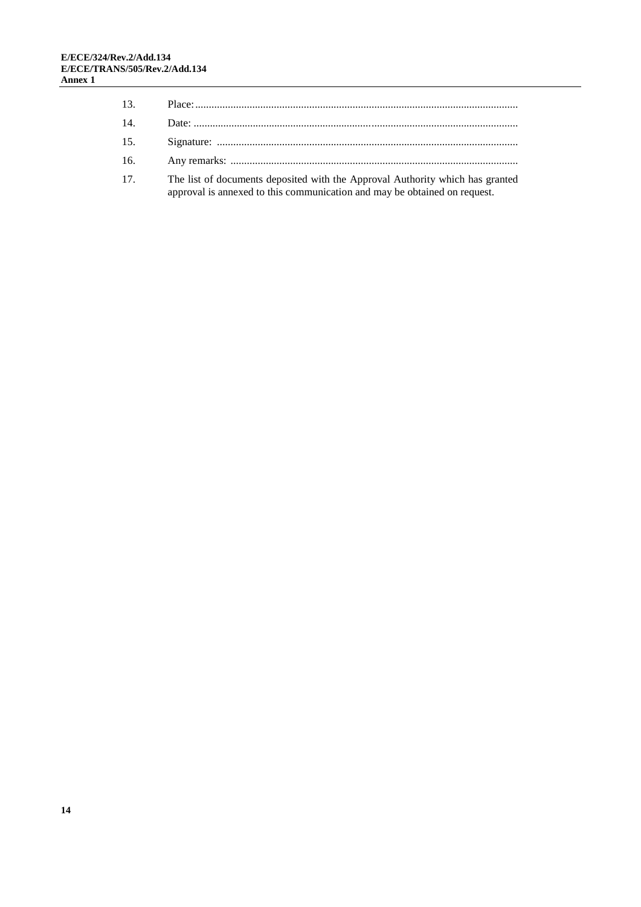13. Place:......................................................................................................................

14. Date: .......................................................................................................................

15. Signature: ..............................................................................................................

16. Any remarks: .........................................................................................................

17. The list of documents deposited with the Approval Authority which has granted approval is annexed to this communication and may be obtained on request.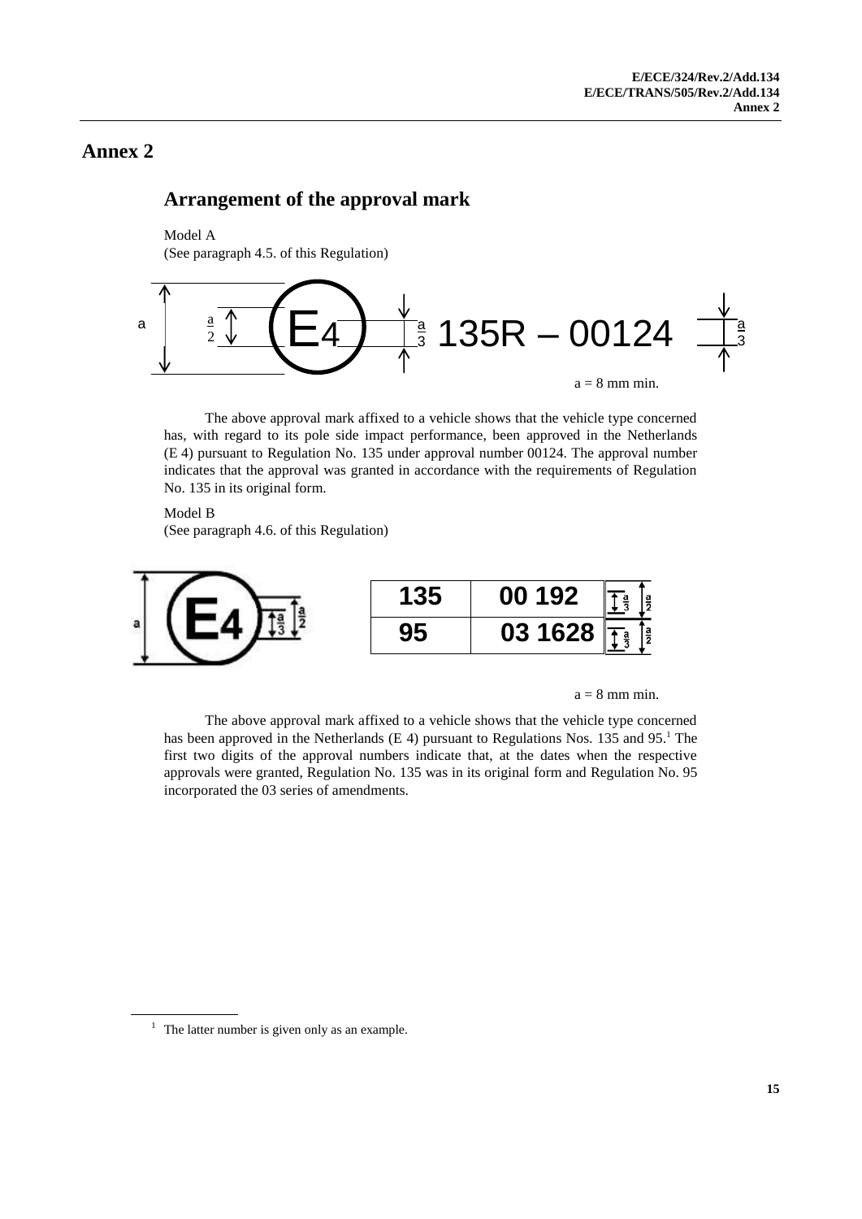# Annex 2

## Arrangement of the approval mark

Model A

(See paragraph 4.5. of this Regulation)

a $\frac{a}{2}$ E4 $\frac{a}{3}$ 135R – 00124 $\frac{a}{3}$

a = 8 mm min.

The above approval mark affixed to a vehicle shows that the vehicle type concerned has, with regard to its pole side impact performance, been approved in the Netherlands (E 4) pursuant to Regulation No. 135 under approval number 00124. The approval number indicates that the approval was granted in accordance with the requirements of Regulation No. 135 in its original form.

Model B

(See paragraph 4.6. of this Regulation)

a E4 $\frac{a}{3}$ $\frac{a}{2}$

| 135 | 00 192 |
|---|---|
| 95 | 03 1628 |

$\frac{a}{3}$ $\frac{a}{2}$

a = 8 mm min.

The above approval mark affixed to a vehicle shows that the vehicle type concerned has been approved in the Netherlands (E 4) pursuant to Regulations Nos. 135 and 95.[1] The first two digits of the approval numbers indicate that, at the dates when the respective approvals were granted, Regulation No. 135 was in its original form and Regulation No. 95 incorporated the 03 series of amendments.

[1] The latter number is given only as an example.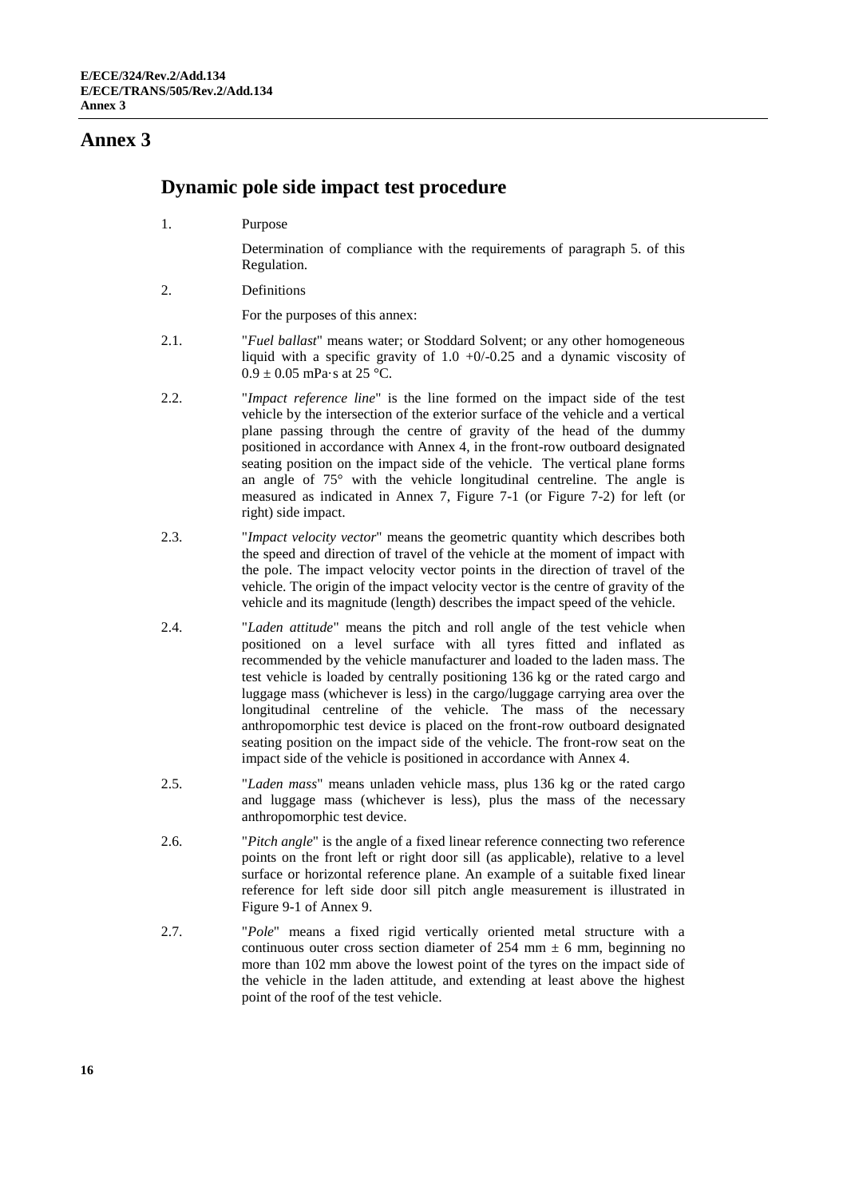# Annex 3

## Dynamic pole side impact test procedure

1. Purpose

 Determination of compliance with the requirements of paragraph 5. of this Regulation.

2. Definitions

 For the purposes of this annex:

2.1. "*Fuel ballast*" means water; or Stoddard Solvent; or any other homogeneous liquid with a specific gravity of 1.0 +0/-0.25 and a dynamic viscosity of 0.9 ± 0.05 mPa·s at 25 °C.

2.2. "*Impact reference line*" is the line formed on the impact side of the test vehicle by the intersection of the exterior surface of the vehicle and a vertical plane passing through the centre of gravity of the head of the dummy positioned in accordance with Annex 4, in the front-row outboard designated seating position on the impact side of the vehicle. The vertical plane forms an angle of 75° with the vehicle longitudinal centreline. The angle is measured as indicated in Annex 7, Figure 7-1 (or Figure 7-2) for left (or right) side impact.

2.3. "*Impact velocity vector*" means the geometric quantity which describes both the speed and direction of travel of the vehicle at the moment of impact with the pole. The impact velocity vector points in the direction of travel of the vehicle. The origin of the impact velocity vector is the centre of gravity of the vehicle and its magnitude (length) describes the impact speed of the vehicle.

2.4. "*Laden attitude*" means the pitch and roll angle of the test vehicle when positioned on a level surface with all tyres fitted and inflated as recommended by the vehicle manufacturer and loaded to the laden mass. The test vehicle is loaded by centrally positioning 136 kg or the rated cargo and luggage mass (whichever is less) in the cargo/luggage carrying area over the longitudinal centreline of the vehicle. The mass of the necessary anthropomorphic test device is placed on the front-row outboard designated seating position on the impact side of the vehicle. The front-row seat on the impact side of the vehicle is positioned in accordance with Annex 4.

2.5. "*Laden mass*" means unladen vehicle mass, plus 136 kg or the rated cargo and luggage mass (whichever is less), plus the mass of the necessary anthropomorphic test device.

2.6. "*Pitch angle*" is the angle of a fixed linear reference connecting two reference points on the front left or right door sill (as applicable), relative to a level surface or horizontal reference plane. An example of a suitable fixed linear reference for left side door sill pitch angle measurement is illustrated in Figure 9-1 of Annex 9.

2.7. "*Pole*" means a fixed rigid vertically oriented metal structure with a continuous outer cross section diameter of 254 mm ± 6 mm, beginning no more than 102 mm above the lowest point of the tyres on the impact side of the vehicle in the laden attitude, and extending at least above the highest point of the roof of the test vehicle.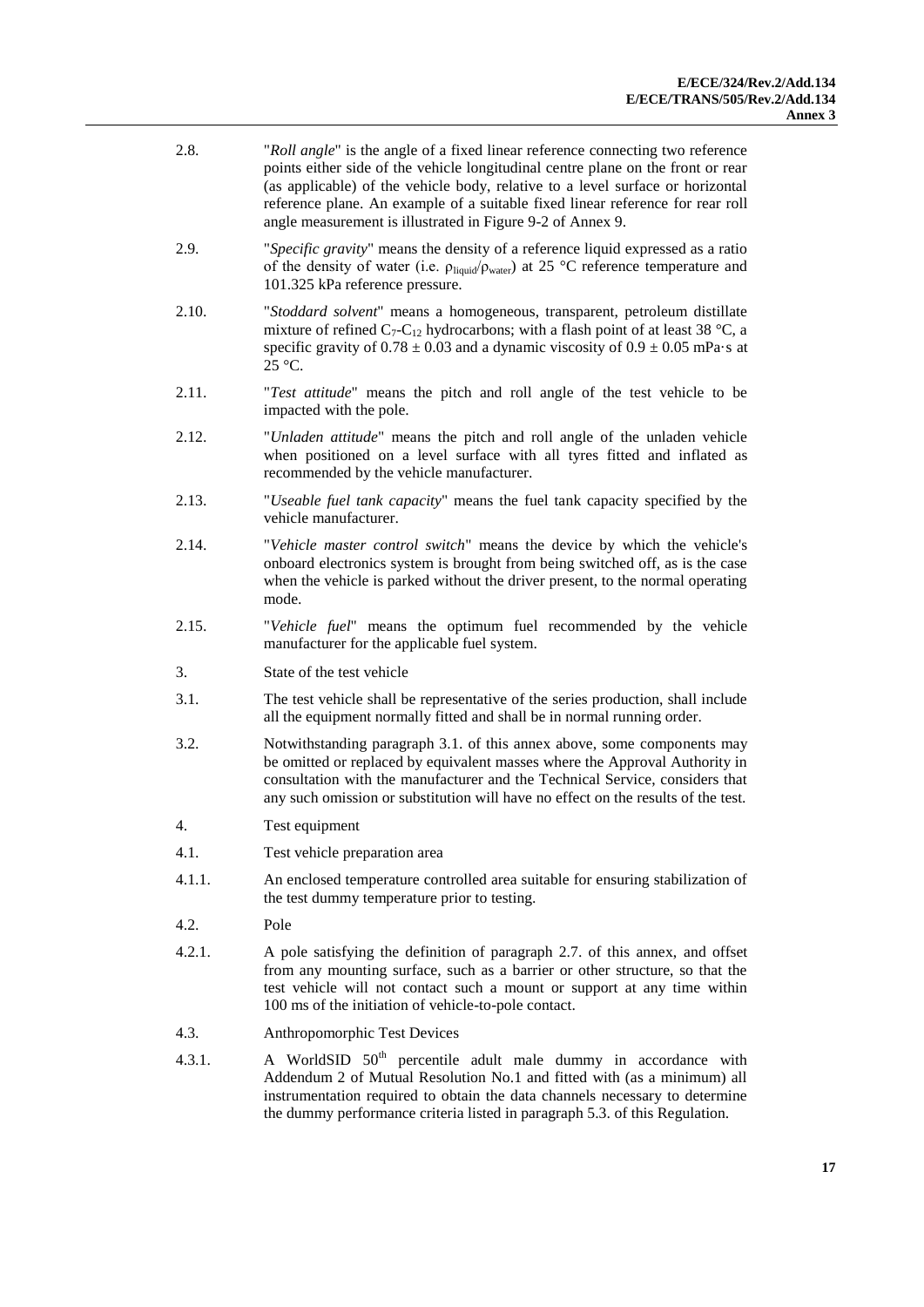2.8. "*Roll angle*" is the angle of a fixed linear reference connecting two reference points either side of the vehicle longitudinal centre plane on the front or rear (as applicable) of the vehicle body, relative to a level surface or horizontal reference plane. An example of a suitable fixed linear reference for rear roll angle measurement is illustrated in Figure 9-2 of Annex 9.

2.9. "*Specific gravity*" means the density of a reference liquid expressed as a ratio of the density of water (i.e. $\rho_{liquid}/\rho_{water}$) at 25 °C reference temperature and 101.325 kPa reference pressure.

2.10. "*Stoddard solvent*" means a homogeneous, transparent, petroleum distillate mixture of refined $C_7$-$C_{12}$ hydrocarbons; with a flash point of at least 38 °C, a specific gravity of $0.78 \pm 0.03$ and a dynamic viscosity of $0.9 \pm 0.05$ mPa·s at 25 °C.

2.11. "*Test attitude*" means the pitch and roll angle of the test vehicle to be impacted with the pole.

2.12. "*Unladen attitude*" means the pitch and roll angle of the unladen vehicle when positioned on a level surface with all tyres fitted and inflated as recommended by the vehicle manufacturer.

2.13. "*Useable fuel tank capacity*" means the fuel tank capacity specified by the vehicle manufacturer.

2.14. "*Vehicle master control switch*" means the device by which the vehicle's onboard electronics system is brought from being switched off, as is the case when the vehicle is parked without the driver present, to the normal operating mode.

2.15. "*Vehicle fuel*" means the optimum fuel recommended by the vehicle manufacturer for the applicable fuel system.

3. State of the test vehicle

3.1. The test vehicle shall be representative of the series production, shall include all the equipment normally fitted and shall be in normal running order.

3.2. Notwithstanding paragraph 3.1. of this annex above, some components may be omitted or replaced by equivalent masses where the Approval Authority in consultation with the manufacturer and the Technical Service, considers that any such omission or substitution will have no effect on the results of the test.

4. Test equipment

4.1. Test vehicle preparation area

4.1.1. An enclosed temperature controlled area suitable for ensuring stabilization of the test dummy temperature prior to testing.

4.2. Pole

4.2.1. A pole satisfying the definition of paragraph 2.7. of this annex, and offset from any mounting surface, such as a barrier or other structure, so that the test vehicle will not contact such a mount or support at any time within 100 ms of the initiation of vehicle-to-pole contact.

4.3. Anthropomorphic Test Devices

4.3.1. A WorldSID 50th percentile adult male dummy in accordance with Addendum 2 of Mutual Resolution No.1 and fitted with (as a minimum) all instrumentation required to obtain the data channels necessary to determine the dummy performance criteria listed in paragraph 5.3. of this Regulation.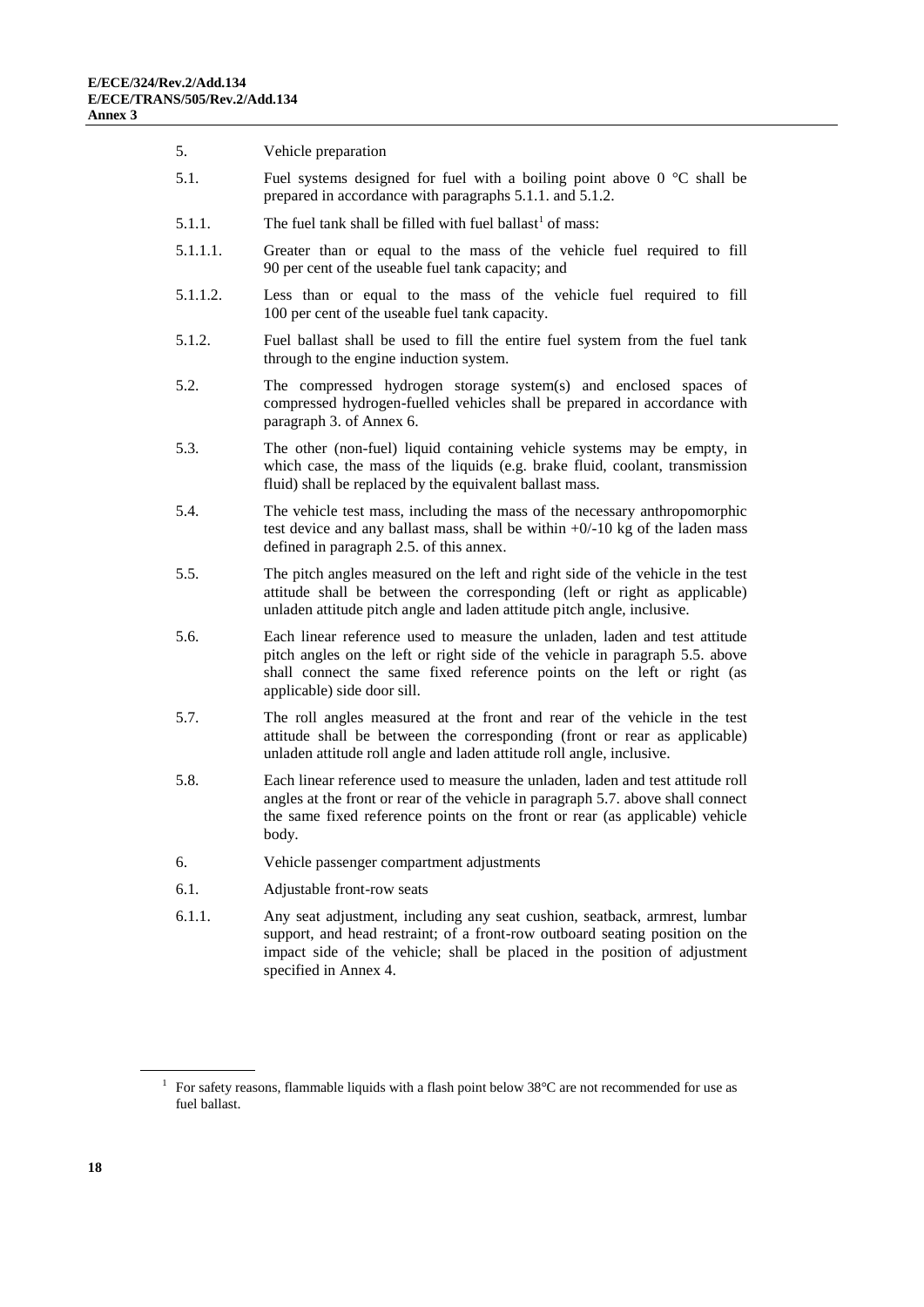5. Vehicle preparation

5.1. Fuel systems designed for fuel with a boiling point above 0 °C shall be prepared in accordance with paragraphs 5.1.1. and 5.1.2.

5.1.1. The fuel tank shall be filled with fuel ballast[1] of mass:

5.1.1.1. Greater than or equal to the mass of the vehicle fuel required to fill 90 per cent of the useable fuel tank capacity; and

5.1.1.2. Less than or equal to the mass of the vehicle fuel required to fill 100 per cent of the useable fuel tank capacity.

5.1.2. Fuel ballast shall be used to fill the entire fuel system from the fuel tank through to the engine induction system.

5.2. The compressed hydrogen storage system(s) and enclosed spaces of compressed hydrogen-fuelled vehicles shall be prepared in accordance with paragraph 3. of Annex 6.

5.3. The other (non-fuel) liquid containing vehicle systems may be empty, in which case, the mass of the liquids (e.g. brake fluid, coolant, transmission fluid) shall be replaced by the equivalent ballast mass.

5.4. The vehicle test mass, including the mass of the necessary anthropomorphic test device and any ballast mass, shall be within +0/-10 kg of the laden mass defined in paragraph 2.5. of this annex.

5.5. The pitch angles measured on the left and right side of the vehicle in the test attitude shall be between the corresponding (left or right as applicable) unladen attitude pitch angle and laden attitude pitch angle, inclusive.

5.6. Each linear reference used to measure the unladen, laden and test attitude pitch angles on the left or right side of the vehicle in paragraph 5.5. above shall connect the same fixed reference points on the left or right (as applicable) side door sill.

5.7. The roll angles measured at the front and rear of the vehicle in the test attitude shall be between the corresponding (front or rear as applicable) unladen attitude roll angle and laden attitude roll angle, inclusive.

5.8. Each linear reference used to measure the unladen, laden and test attitude roll angles at the front or rear of the vehicle in paragraph 5.7. above shall connect the same fixed reference points on the front or rear (as applicable) vehicle body.

6. Vehicle passenger compartment adjustments

6.1. Adjustable front-row seats

6.1.1. Any seat adjustment, including any seat cushion, seatback, armrest, lumbar support, and head restraint; of a front-row outboard seating position on the impact side of the vehicle; shall be placed in the position of adjustment specified in Annex 4.

[1] For safety reasons, flammable liquids with a flash point below 38°C are not recommended for use as fuel ballast.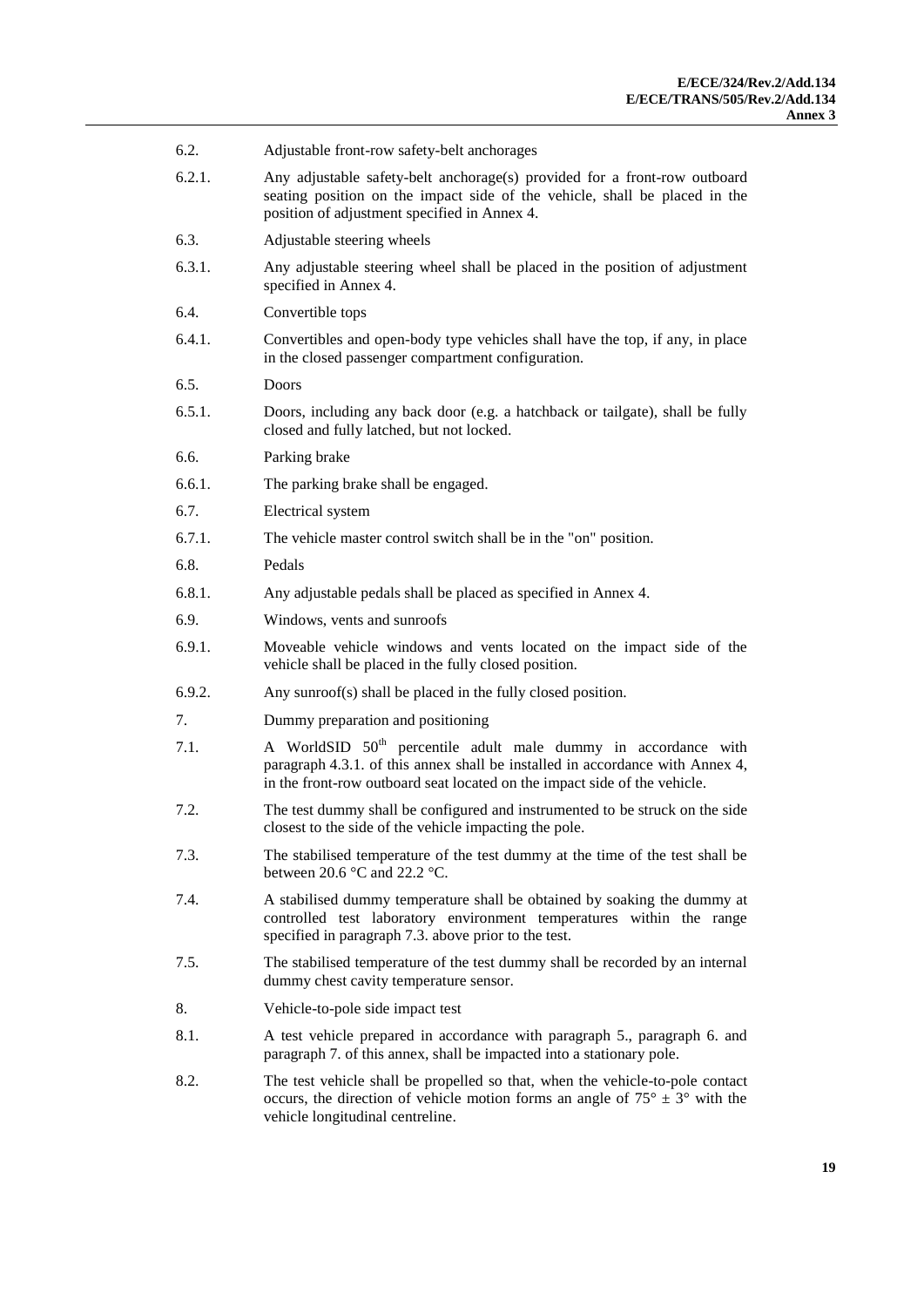6.2. Adjustable front-row safety-belt anchorages

6.2.1. Any adjustable safety-belt anchorage(s) provided for a front-row outboard seating position on the impact side of the vehicle, shall be placed in the position of adjustment specified in Annex 4.

6.3. Adjustable steering wheels

6.3.1. Any adjustable steering wheel shall be placed in the position of adjustment specified in Annex 4.

6.4. Convertible tops

6.4.1. Convertibles and open-body type vehicles shall have the top, if any, in place in the closed passenger compartment configuration.

6.5. Doors

6.5.1. Doors, including any back door (e.g. a hatchback or tailgate), shall be fully closed and fully latched, but not locked.

6.6. Parking brake

6.6.1. The parking brake shall be engaged.

6.7. Electrical system

6.7.1. The vehicle master control switch shall be in the "on" position.

6.8. Pedals

6.8.1. Any adjustable pedals shall be placed as specified in Annex 4.

6.9. Windows, vents and sunroofs

6.9.1. Moveable vehicle windows and vents located on the impact side of the vehicle shall be placed in the fully closed position.

6.9.2. Any sunroof(s) shall be placed in the fully closed position.

7. Dummy preparation and positioning

7.1. A WorldSID $50^{th}$ percentile adult male dummy in accordance with paragraph 4.3.1. of this annex shall be installed in accordance with Annex 4, in the front-row outboard seat located on the impact side of the vehicle.

7.2. The test dummy shall be configured and instrumented to be struck on the side closest to the side of the vehicle impacting the pole.

7.3. The stabilised temperature of the test dummy at the time of the test shall be between 20.6 °C and 22.2 °C.

7.4. A stabilised dummy temperature shall be obtained by soaking the dummy at controlled test laboratory environment temperatures within the range specified in paragraph 7.3. above prior to the test.

7.5. The stabilised temperature of the test dummy shall be recorded by an internal dummy chest cavity temperature sensor.

8. Vehicle-to-pole side impact test

8.1. A test vehicle prepared in accordance with paragraph 5., paragraph 6. and paragraph 7. of this annex, shall be impacted into a stationary pole.

8.2. The test vehicle shall be propelled so that, when the vehicle-to-pole contact occurs, the direction of vehicle motion forms an angle of $75° \pm 3°$ with the vehicle longitudinal centreline.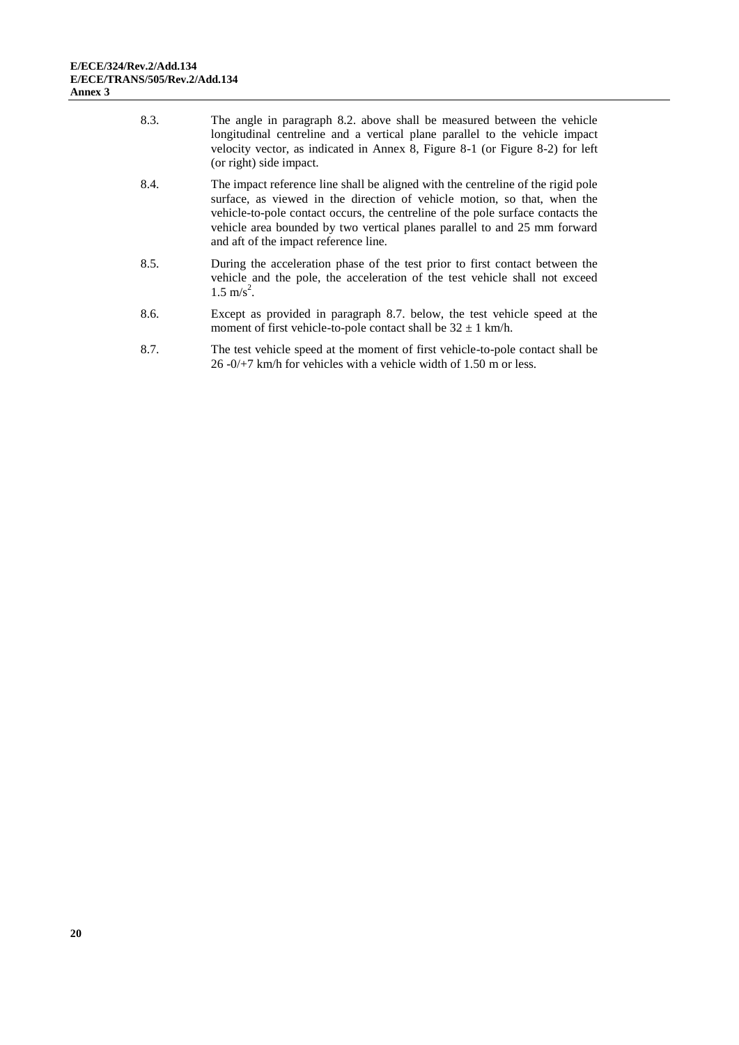8.3. The angle in paragraph 8.2. above shall be measured between the vehicle longitudinal centreline and a vertical plane parallel to the vehicle impact velocity vector, as indicated in Annex 8, Figure 8-1 (or Figure 8-2) for left (or right) side impact.

8.4. The impact reference line shall be aligned with the centreline of the rigid pole surface, as viewed in the direction of vehicle motion, so that, when the vehicle-to-pole contact occurs, the centreline of the pole surface contacts the vehicle area bounded by two vertical planes parallel to and 25 mm forward and aft of the impact reference line.

8.5. During the acceleration phase of the test prior to first contact between the vehicle and the pole, the acceleration of the test vehicle shall not exceed $1.5 \text{ m/s}^2$.

8.6. Except as provided in paragraph 8.7. below, the test vehicle speed at the moment of first vehicle-to-pole contact shall be $32 \pm 1$ km/h.

8.7. The test vehicle speed at the moment of first vehicle-to-pole contact shall be 26 -0/+7 km/h for vehicles with a vehicle width of 1.50 m or less.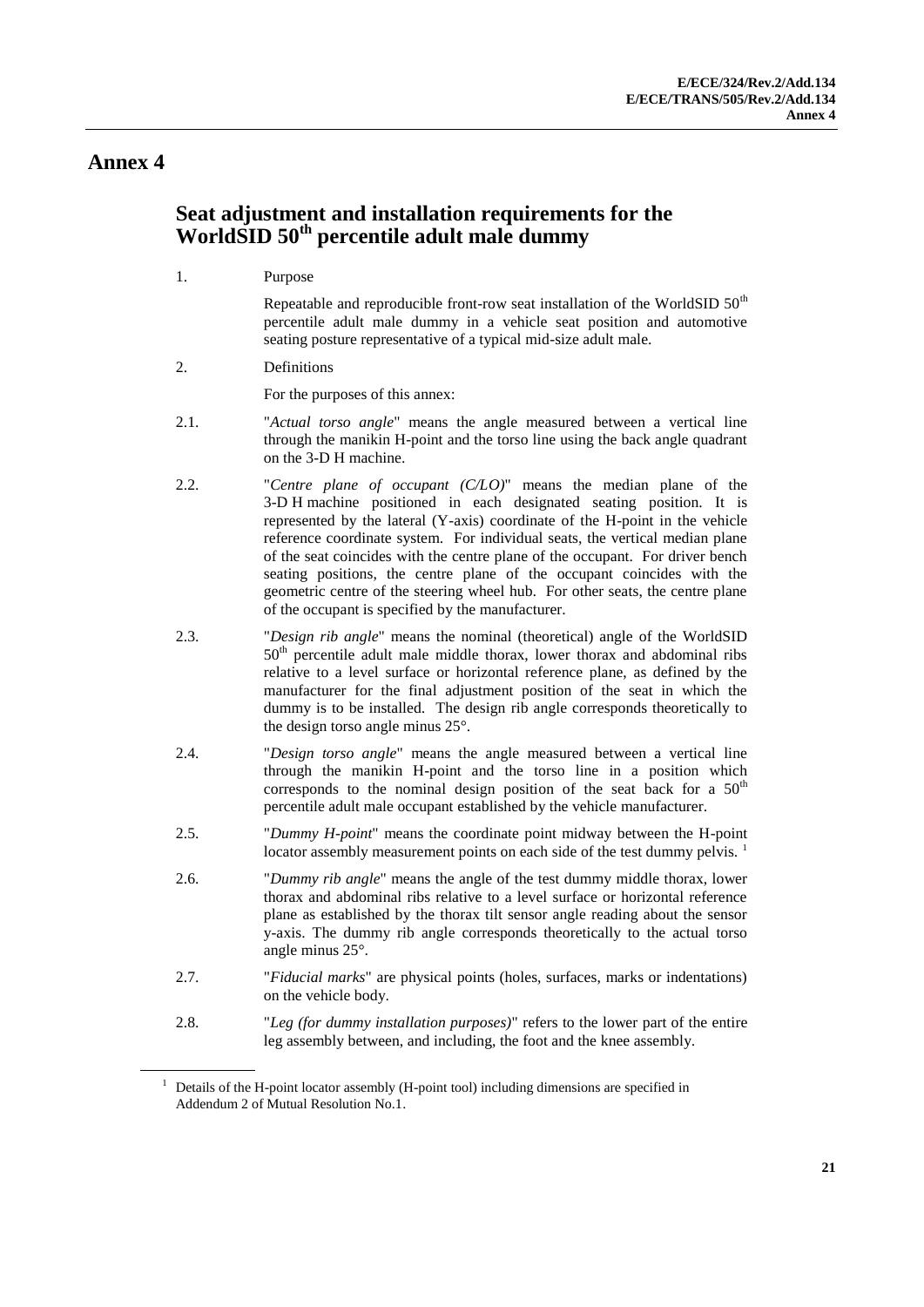# Annex 4

## Seat adjustment and installation requirements for the WorldSID 50th percentile adult male dummy

1. Purpose

Repeatable and reproducible front-row seat installation of the WorldSID 50th percentile adult male dummy in a vehicle seat position and automotive seating posture representative of a typical mid-size adult male.

2. Definitions

For the purposes of this annex:

2.1. "*Actual torso angle*" means the angle measured between a vertical line through the manikin H-point and the torso line using the back angle quadrant on the 3-D H machine.

2.2. "*Centre plane of occupant (C/LO)*" means the median plane of the 3-D H machine positioned in each designated seating position. It is represented by the lateral (Y-axis) coordinate of the H-point in the vehicle reference coordinate system. For individual seats, the vertical median plane of the seat coincides with the centre plane of the occupant. For driver bench seating positions, the centre plane of the occupant coincides with the geometric centre of the steering wheel hub. For other seats, the centre plane of the occupant is specified by the manufacturer.

2.3. "*Design rib angle*" means the nominal (theoretical) angle of the WorldSID 50th percentile adult male middle thorax, lower thorax and abdominal ribs relative to a level surface or horizontal reference plane, as defined by the manufacturer for the final adjustment position of the seat in which the dummy is to be installed. The design rib angle corresponds theoretically to the design torso angle minus 25°.

2.4. "*Design torso angle*" means the angle measured between a vertical line through the manikin H-point and the torso line in a position which corresponds to the nominal design position of the seat back for a 50th percentile adult male occupant established by the vehicle manufacturer.

2.5. "*Dummy H-point*" means the coordinate point midway between the H-point locator assembly measurement points on each side of the test dummy pelvis. [1]

2.6. "*Dummy rib angle*" means the angle of the test dummy middle thorax, lower thorax and abdominal ribs relative to a level surface or horizontal reference plane as established by the thorax tilt sensor angle reading about the sensor y-axis. The dummy rib angle corresponds theoretically to the actual torso angle minus 25°.

2.7. "*Fiducial marks*" are physical points (holes, surfaces, marks or indentations) on the vehicle body.

2.8. "*Leg (for dummy installation purposes)*" refers to the lower part of the entire leg assembly between, and including, the foot and the knee assembly.

[1] Details of the H-point locator assembly (H-point tool) including dimensions are specified in Addendum 2 of Mutual Resolution No.1.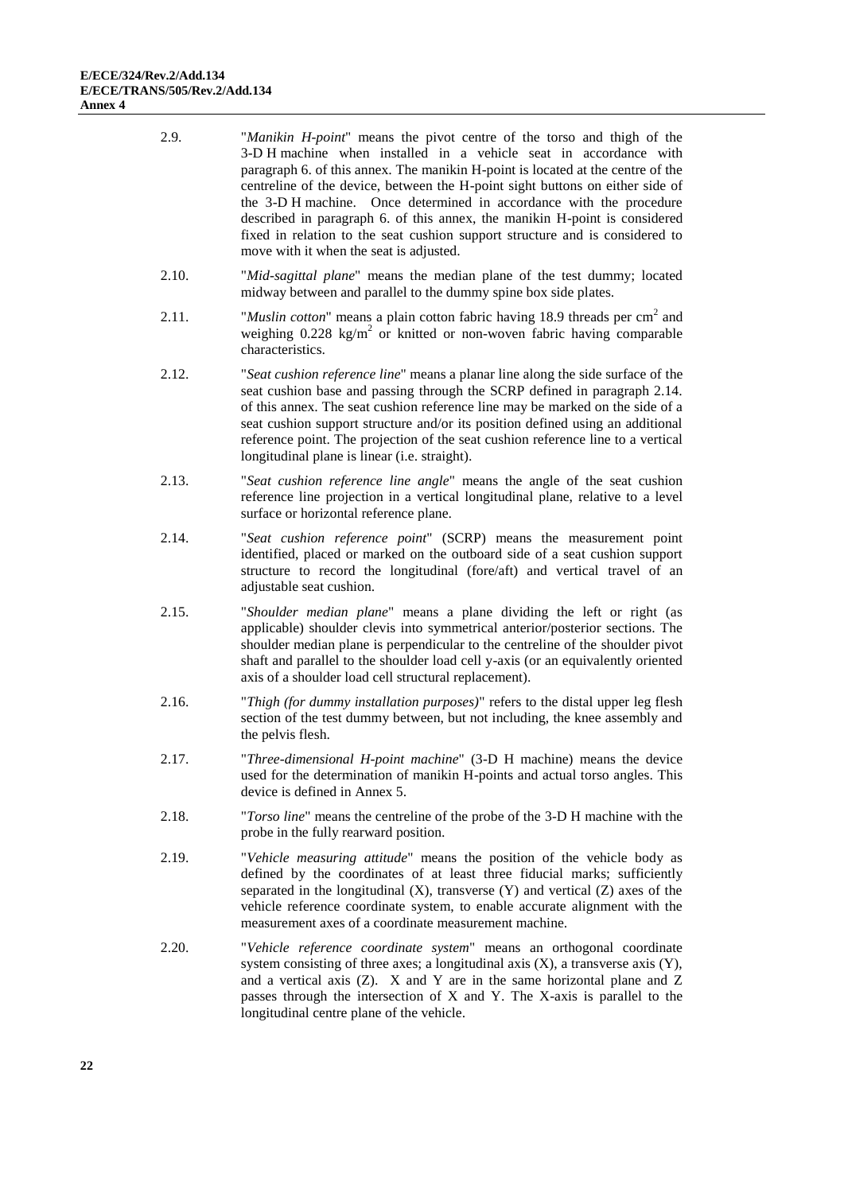2.9. "*Manikin H-point*" means the pivot centre of the torso and thigh of the 3-D H machine when installed in a vehicle seat in accordance with paragraph 6. of this annex. The manikin H-point is located at the centre of the centreline of the device, between the H-point sight buttons on either side of the 3-D H machine. Once determined in accordance with the procedure described in paragraph 6. of this annex, the manikin H-point is considered fixed in relation to the seat cushion support structure and is considered to move with it when the seat is adjusted.

2.10. "*Mid-sagittal plane*" means the median plane of the test dummy; located midway between and parallel to the dummy spine box side plates.

2.11. "*Muslin cotton*" means a plain cotton fabric having 18.9 threads per $cm^2$ and weighing 0.228 $kg/m^2$ or knitted or non-woven fabric having comparable characteristics.

2.12. "*Seat cushion reference line*" means a planar line along the side surface of the seat cushion base and passing through the SCRP defined in paragraph 2.14. of this annex. The seat cushion reference line may be marked on the side of a seat cushion support structure and/or its position defined using an additional reference point. The projection of the seat cushion reference line to a vertical longitudinal plane is linear (i.e. straight).

2.13. "*Seat cushion reference line angle*" means the angle of the seat cushion reference line projection in a vertical longitudinal plane, relative to a level surface or horizontal reference plane.

2.14. "*Seat cushion reference point*" (SCRP) means the measurement point identified, placed or marked on the outboard side of a seat cushion support structure to record the longitudinal (fore/aft) and vertical travel of an adjustable seat cushion.

2.15. "*Shoulder median plane*" means a plane dividing the left or right (as applicable) shoulder clevis into symmetrical anterior/posterior sections. The shoulder median plane is perpendicular to the centreline of the shoulder pivot shaft and parallel to the shoulder load cell y-axis (or an equivalently oriented axis of a shoulder load cell structural replacement).

2.16. "*Thigh (for dummy installation purposes)*" refers to the distal upper leg flesh section of the test dummy between, but not including, the knee assembly and the pelvis flesh.

2.17. "*Three-dimensional H-point machine*" (3-D H machine) means the device used for the determination of manikin H-points and actual torso angles. This device is defined in Annex 5.

2.18. "*Torso line*" means the centreline of the probe of the 3-D H machine with the probe in the fully rearward position.

2.19. "*Vehicle measuring attitude*" means the position of the vehicle body as defined by the coordinates of at least three fiducial marks; sufficiently separated in the longitudinal (X), transverse (Y) and vertical (Z) axes of the vehicle reference coordinate system, to enable accurate alignment with the measurement axes of a coordinate measurement machine.

2.20. "*Vehicle reference coordinate system*" means an orthogonal coordinate system consisting of three axes; a longitudinal axis (X), a transverse axis (Y), and a vertical axis (Z). X and Y are in the same horizontal plane and Z passes through the intersection of X and Y. The X-axis is parallel to the longitudinal centre plane of the vehicle.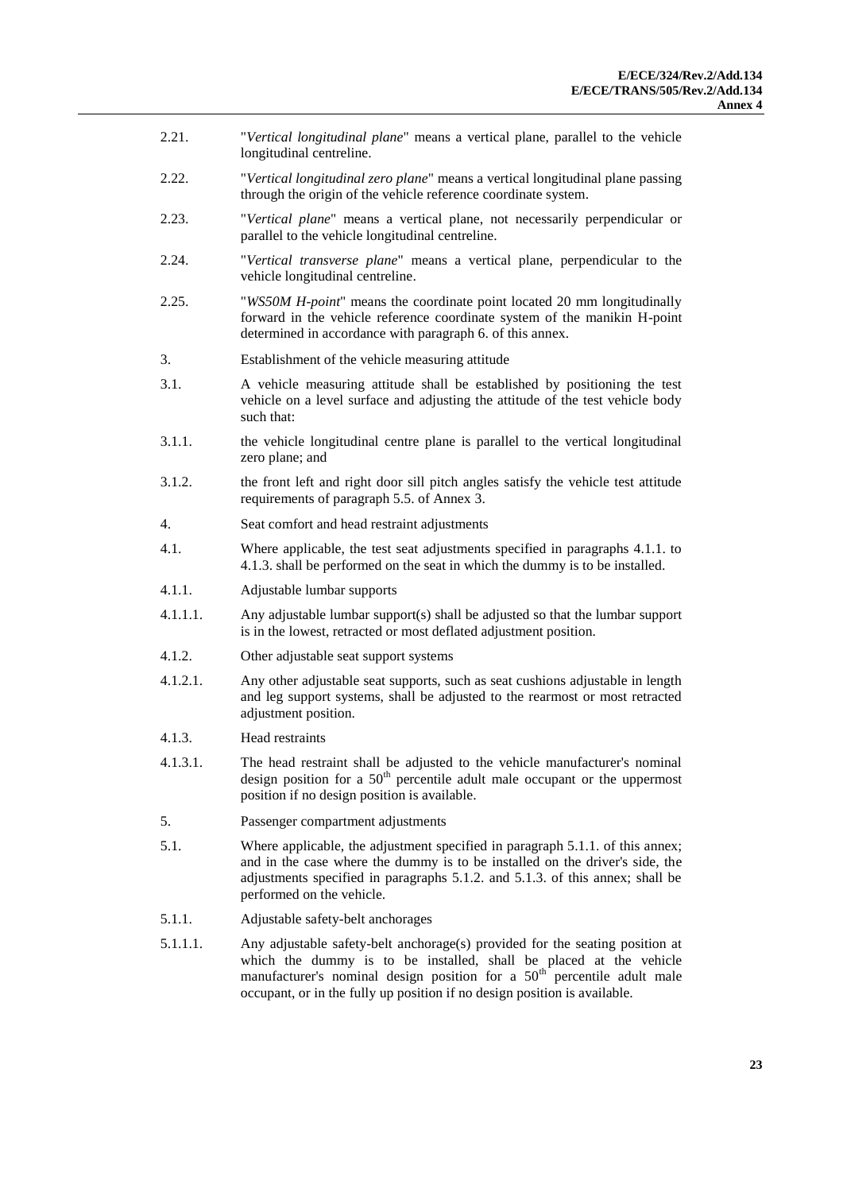2.21. "*Vertical longitudinal plane*" means a vertical plane, parallel to the vehicle longitudinal centreline.

2.22. "*Vertical longitudinal zero plane*" means a vertical longitudinal plane passing through the origin of the vehicle reference coordinate system.

2.23. "*Vertical plane*" means a vertical plane, not necessarily perpendicular or parallel to the vehicle longitudinal centreline.

2.24. "*Vertical transverse plane*" means a vertical plane, perpendicular to the vehicle longitudinal centreline.

2.25. "*WS50M H-point*" means the coordinate point located 20 mm longitudinally forward in the vehicle reference coordinate system of the manikin H-point determined in accordance with paragraph 6. of this annex.

3. Establishment of the vehicle measuring attitude

3.1. A vehicle measuring attitude shall be established by positioning the test vehicle on a level surface and adjusting the attitude of the test vehicle body such that:

3.1.1. the vehicle longitudinal centre plane is parallel to the vertical longitudinal zero plane; and

3.1.2. the front left and right door sill pitch angles satisfy the vehicle test attitude requirements of paragraph 5.5. of Annex 3.

4. Seat comfort and head restraint adjustments

4.1. Where applicable, the test seat adjustments specified in paragraphs 4.1.1. to 4.1.3. shall be performed on the seat in which the dummy is to be installed.

4.1.1. Adjustable lumbar supports

4.1.1.1. Any adjustable lumbar support(s) shall be adjusted so that the lumbar support is in the lowest, retracted or most deflated adjustment position.

4.1.2. Other adjustable seat support systems

4.1.2.1. Any other adjustable seat supports, such as seat cushions adjustable in length and leg support systems, shall be adjusted to the rearmost or most retracted adjustment position.

4.1.3. Head restraints

4.1.3.1. The head restraint shall be adjusted to the vehicle manufacturer's nominal design position for a $50^{th}$ percentile adult male occupant or the uppermost position if no design position is available.

5. Passenger compartment adjustments

5.1. Where applicable, the adjustment specified in paragraph 5.1.1. of this annex; and in the case where the dummy is to be installed on the driver's side, the adjustments specified in paragraphs 5.1.2. and 5.1.3. of this annex; shall be performed on the vehicle.

5.1.1. Adjustable safety-belt anchorages

5.1.1.1. Any adjustable safety-belt anchorage(s) provided for the seating position at which the dummy is to be installed, shall be placed at the vehicle manufacturer's nominal design position for a $50^{th}$ percentile adult male occupant, or in the fully up position if no design position is available.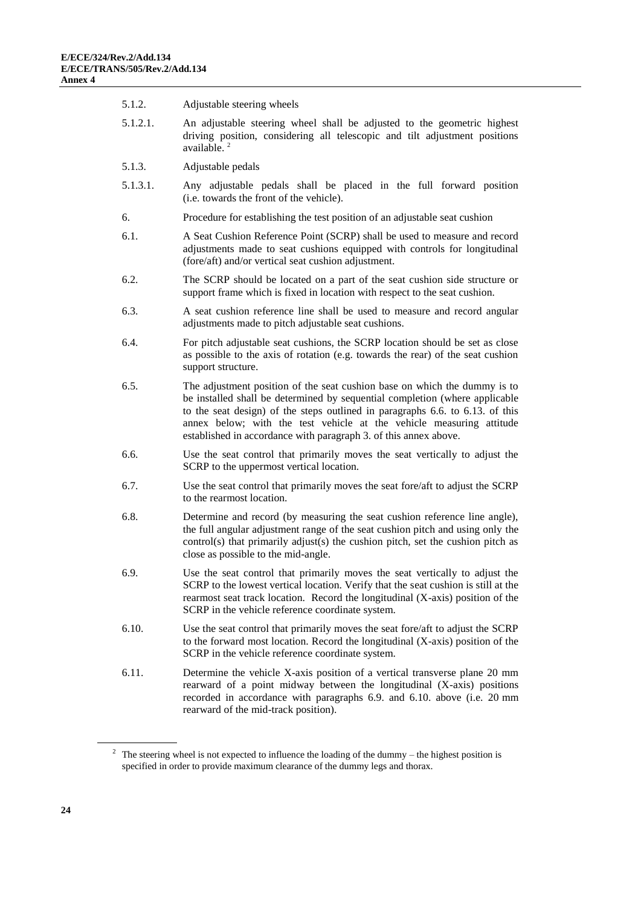5.1.2. Adjustable steering wheels

5.1.2.1. An adjustable steering wheel shall be adjusted to the geometric highest driving position, considering all telescopic and tilt adjustment positions available. [2]

5.1.3. Adjustable pedals

5.1.3.1. Any adjustable pedals shall be placed in the full forward position (i.e. towards the front of the vehicle).

6. Procedure for establishing the test position of an adjustable seat cushion

6.1. A Seat Cushion Reference Point (SCRP) shall be used to measure and record adjustments made to seat cushions equipped with controls for longitudinal (fore/aft) and/or vertical seat cushion adjustment.

6.2. The SCRP should be located on a part of the seat cushion side structure or support frame which is fixed in location with respect to the seat cushion.

6.3. A seat cushion reference line shall be used to measure and record angular adjustments made to pitch adjustable seat cushions.

6.4. For pitch adjustable seat cushions, the SCRP location should be set as close as possible to the axis of rotation (e.g. towards the rear) of the seat cushion support structure.

6.5. The adjustment position of the seat cushion base on which the dummy is to be installed shall be determined by sequential completion (where applicable to the seat design) of the steps outlined in paragraphs 6.6. to 6.13. of this annex below; with the test vehicle at the vehicle measuring attitude established in accordance with paragraph 3. of this annex above.

6.6. Use the seat control that primarily moves the seat vertically to adjust the SCRP to the uppermost vertical location.

6.7. Use the seat control that primarily moves the seat fore/aft to adjust the SCRP to the rearmost location.

6.8. Determine and record (by measuring the seat cushion reference line angle), the full angular adjustment range of the seat cushion pitch and using only the control(s) that primarily adjust(s) the cushion pitch, set the cushion pitch as close as possible to the mid-angle.

6.9. Use the seat control that primarily moves the seat vertically to adjust the SCRP to the lowest vertical location. Verify that the seat cushion is still at the rearmost seat track location. Record the longitudinal (X-axis) position of the SCRP in the vehicle reference coordinate system.

6.10. Use the seat control that primarily moves the seat fore/aft to adjust the SCRP to the forward most location. Record the longitudinal (X-axis) position of the SCRP in the vehicle reference coordinate system.

6.11. Determine the vehicle X-axis position of a vertical transverse plane 20 mm rearward of a point midway between the longitudinal (X-axis) positions recorded in accordance with paragraphs 6.9. and 6.10. above (i.e. 20 mm rearward of the mid-track position).

---

[2] The steering wheel is not expected to influence the loading of the dummy – the highest position is specified in order to provide maximum clearance of the dummy legs and thorax.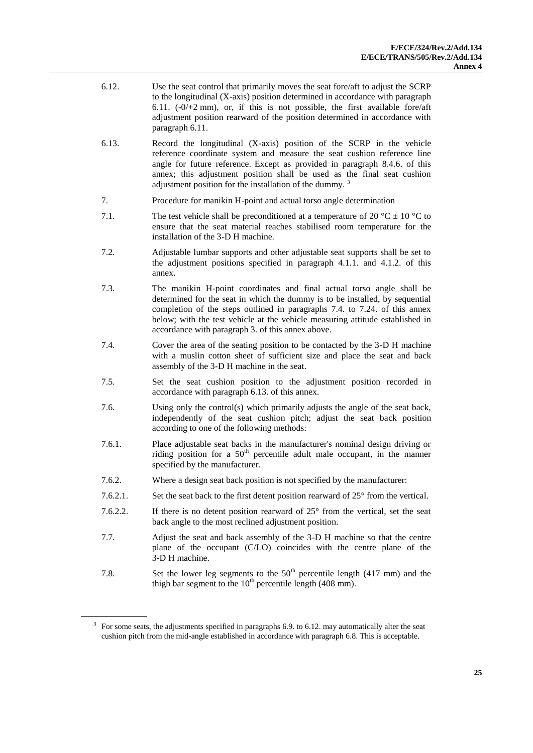6.12. Use the seat control that primarily moves the seat fore/aft to adjust the SCRP to the longitudinal (X-axis) position determined in accordance with paragraph 6.11. (-0/+2 mm), or, if this is not possible, the first available fore/aft adjustment position rearward of the position determined in accordance with paragraph 6.11.

6.13. Record the longitudinal (X-axis) position of the SCRP in the vehicle reference coordinate system and measure the seat cushion reference line angle for future reference. Except as provided in paragraph 8.4.6. of this annex; this adjustment position shall be used as the final seat cushion adjustment position for the installation of the dummy. [3]

7. Procedure for manikin H-point and actual torso angle determination

7.1. The test vehicle shall be preconditioned at a temperature of 20 °C ± 10 °C to ensure that the seat material reaches stabilised room temperature for the installation of the 3-D H machine.

7.2. Adjustable lumbar supports and other adjustable seat supports shall be set to the adjustment positions specified in paragraph 4.1.1. and 4.1.2. of this annex.

7.3. The manikin H-point coordinates and final actual torso angle shall be determined for the seat in which the dummy is to be installed, by sequential completion of the steps outlined in paragraphs 7.4. to 7.24. of this annex below; with the test vehicle at the vehicle measuring attitude established in accordance with paragraph 3. of this annex above.

7.4. Cover the area of the seating position to be contacted by the 3-D H machine with a muslin cotton sheet of sufficient size and place the seat and back assembly of the 3-D H machine in the seat.

7.5. Set the seat cushion position to the adjustment position recorded in accordance with paragraph 6.13. of this annex.

7.6. Using only the control(s) which primarily adjusts the angle of the seat back, independently of the seat cushion pitch; adjust the seat back position according to one of the following methods:

7.6.1. Place adjustable seat backs in the manufacturer's nominal design driving or riding position for a 50th percentile adult male occupant, in the manner specified by the manufacturer.

7.6.2. Where a design seat back position is not specified by the manufacturer:

7.6.2.1. Set the seat back to the first detent position rearward of 25° from the vertical.

7.6.2.2. If there is no detent position rearward of 25° from the vertical, set the seat back angle to the most reclined adjustment position.

7.7. Adjust the seat and back assembly of the 3-D H machine so that the centre plane of the occupant (C/LO) coincides with the centre plane of the 3-D H machine.

7.8. Set the lower leg segments to the 50th percentile length (417 mm) and the thigh bar segment to the 10th percentile length (408 mm).

[3] For some seats, the adjustments specified in paragraphs 6.9. to 6.12. may automatically alter the seat cushion pitch from the mid-angle established in accordance with paragraph 6.8. This is acceptable.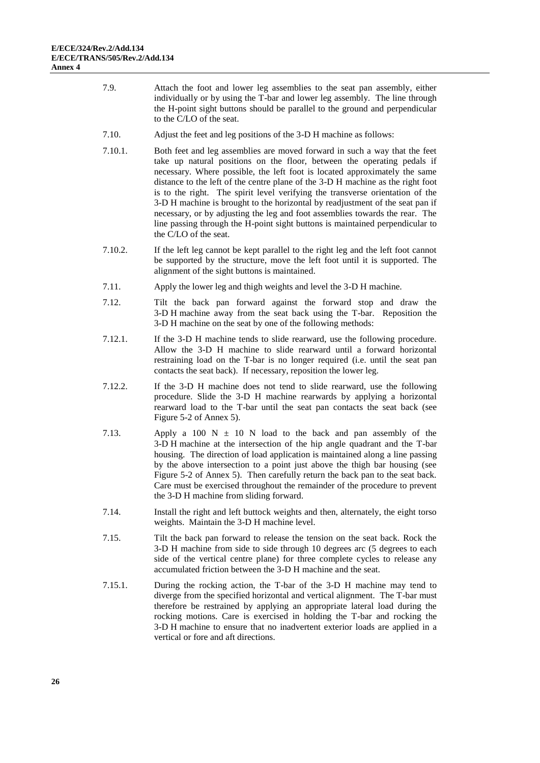7.9. Attach the foot and lower leg assemblies to the seat pan assembly, either individually or by using the T-bar and lower leg assembly. The line through the H-point sight buttons should be parallel to the ground and perpendicular to the C/LO of the seat.

7.10. Adjust the feet and leg positions of the 3-D H machine as follows:

7.10.1. Both feet and leg assemblies are moved forward in such a way that the feet take up natural positions on the floor, between the operating pedals if necessary. Where possible, the left foot is located approximately the same distance to the left of the centre plane of the 3-D H machine as the right foot is to the right. The spirit level verifying the transverse orientation of the 3-D H machine is brought to the horizontal by readjustment of the seat pan if necessary, or by adjusting the leg and foot assemblies towards the rear. The line passing through the H-point sight buttons is maintained perpendicular to the C/LO of the seat.

7.10.2. If the left leg cannot be kept parallel to the right leg and the left foot cannot be supported by the structure, move the left foot until it is supported. The alignment of the sight buttons is maintained.

7.11. Apply the lower leg and thigh weights and level the 3-D H machine.

7.12. Tilt the back pan forward against the forward stop and draw the 3-D H machine away from the seat back using the T-bar. Reposition the 3-D H machine on the seat by one of the following methods:

7.12.1. If the 3-D H machine tends to slide rearward, use the following procedure. Allow the 3-D H machine to slide rearward until a forward horizontal restraining load on the T-bar is no longer required (i.e. until the seat pan contacts the seat back). If necessary, reposition the lower leg.

7.12.2. If the 3-D H machine does not tend to slide rearward, use the following procedure. Slide the 3-D H machine rearwards by applying a horizontal rearward load to the T-bar until the seat pan contacts the seat back (see Figure 5-2 of Annex 5).

7.13. Apply a 100 N ± 10 N load to the back and pan assembly of the 3-D H machine at the intersection of the hip angle quadrant and the T-bar housing. The direction of load application is maintained along a line passing by the above intersection to a point just above the thigh bar housing (see Figure 5-2 of Annex 5). Then carefully return the back pan to the seat back. Care must be exercised throughout the remainder of the procedure to prevent the 3-D H machine from sliding forward.

7.14. Install the right and left buttock weights and then, alternately, the eight torso weights. Maintain the 3-D H machine level.

7.15. Tilt the back pan forward to release the tension on the seat back. Rock the 3-D H machine from side to side through 10 degrees arc (5 degrees to each side of the vertical centre plane) for three complete cycles to release any accumulated friction between the 3-D H machine and the seat.

7.15.1. During the rocking action, the T-bar of the 3-D H machine may tend to diverge from the specified horizontal and vertical alignment. The T-bar must therefore be restrained by applying an appropriate lateral load during the rocking motions. Care is exercised in holding the T-bar and rocking the 3-D H machine to ensure that no inadvertent exterior loads are applied in a vertical or fore and aft directions.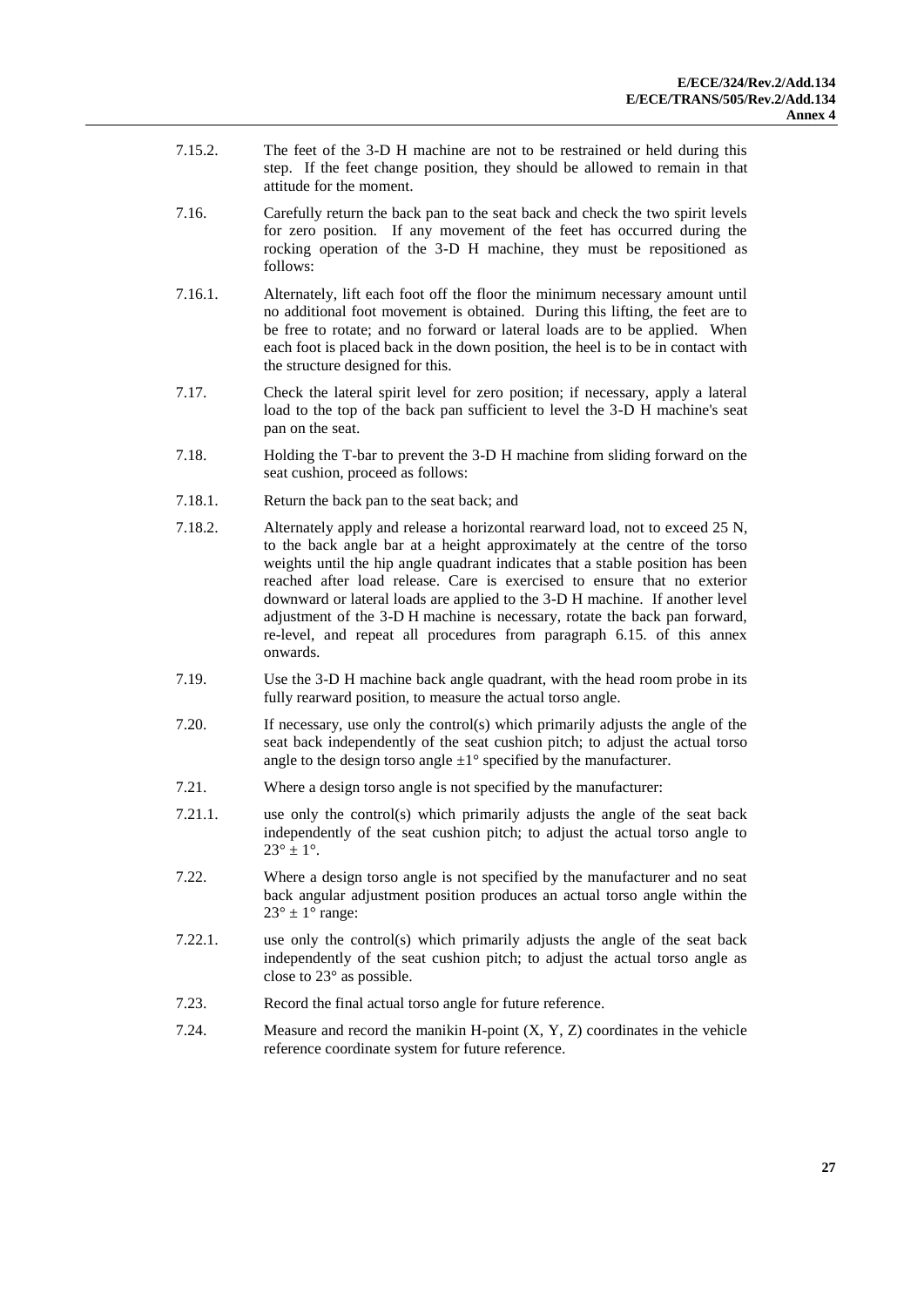7.15.2. The feet of the 3-D H machine are not to be restrained or held during this step. If the feet change position, they should be allowed to remain in that attitude for the moment.

7.16. Carefully return the back pan to the seat back and check the two spirit levels for zero position. If any movement of the feet has occurred during the rocking operation of the 3-D H machine, they must be repositioned as follows:

7.16.1. Alternately, lift each foot off the floor the minimum necessary amount until no additional foot movement is obtained. During this lifting, the feet are to be free to rotate; and no forward or lateral loads are to be applied. When each foot is placed back in the down position, the heel is to be in contact with the structure designed for this.

7.17. Check the lateral spirit level for zero position; if necessary, apply a lateral load to the top of the back pan sufficient to level the 3-D H machine's seat pan on the seat.

7.18. Holding the T-bar to prevent the 3-D H machine from sliding forward on the seat cushion, proceed as follows:

7.18.1. Return the back pan to the seat back; and

7.18.2. Alternately apply and release a horizontal rearward load, not to exceed 25 N, to the back angle bar at a height approximately at the centre of the torso weights until the hip angle quadrant indicates that a stable position has been reached after load release. Care is exercised to ensure that no exterior downward or lateral loads are applied to the 3-D H machine. If another level adjustment of the 3-D H machine is necessary, rotate the back pan forward, re-level, and repeat all procedures from paragraph 6.15. of this annex onwards.

7.19. Use the 3-D H machine back angle quadrant, with the head room probe in its fully rearward position, to measure the actual torso angle.

7.20. If necessary, use only the control(s) which primarily adjusts the angle of the seat back independently of the seat cushion pitch; to adjust the actual torso angle to the design torso angle $\pm 1°$ specified by the manufacturer.

7.21. Where a design torso angle is not specified by the manufacturer:

7.21.1. use only the control(s) which primarily adjusts the angle of the seat back independently of the seat cushion pitch; to adjust the actual torso angle to $23° \pm 1°$.

7.22. Where a design torso angle is not specified by the manufacturer and no seat back angular adjustment position produces an actual torso angle within the $23° \pm 1°$ range:

7.22.1. use only the control(s) which primarily adjusts the angle of the seat back independently of the seat cushion pitch; to adjust the actual torso angle as close to 23° as possible.

7.23. Record the final actual torso angle for future reference.

7.24. Measure and record the manikin H-point (X, Y, Z) coordinates in the vehicle reference coordinate system for future reference.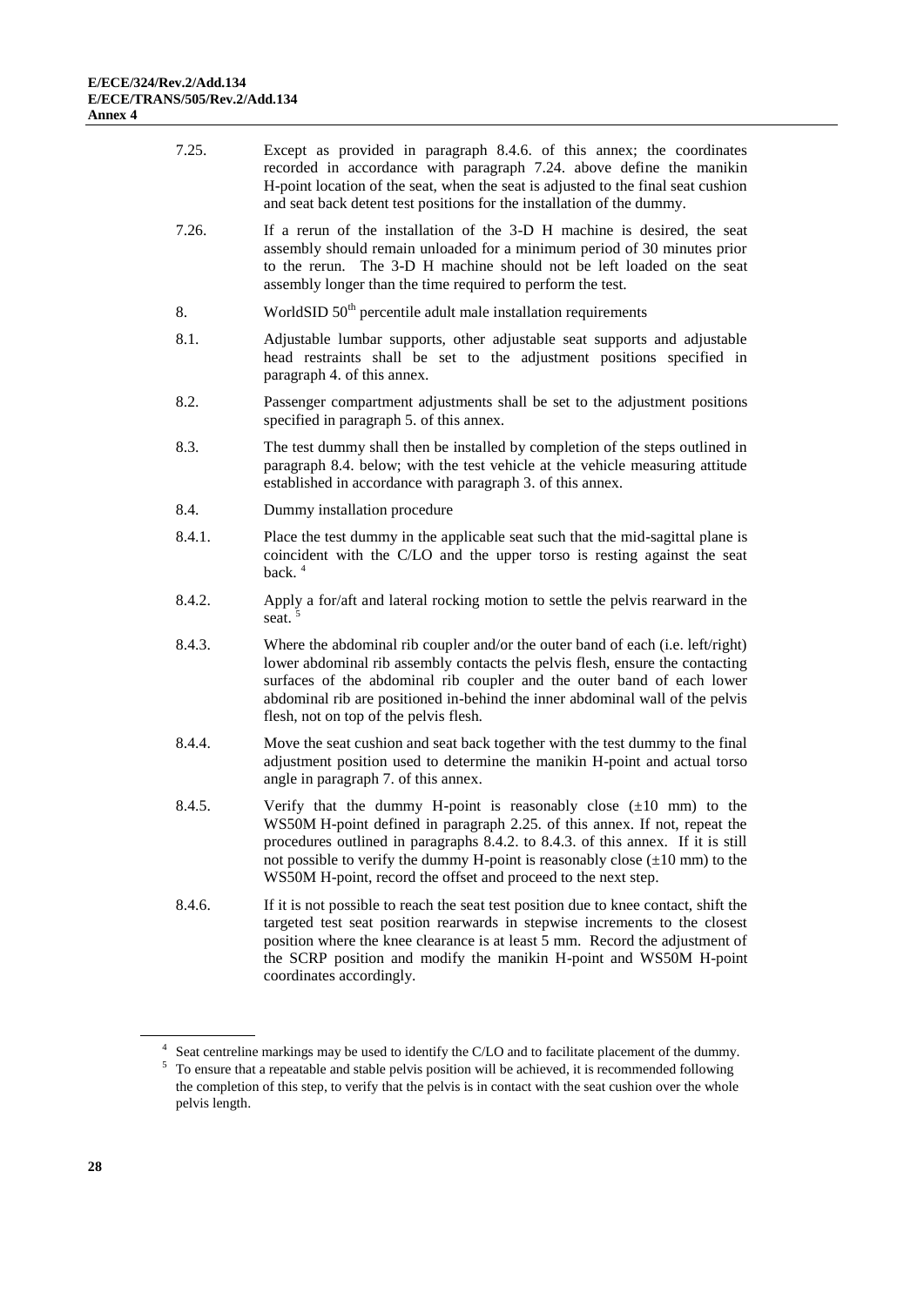7.25. Except as provided in paragraph 8.4.6. of this annex; the coordinates recorded in accordance with paragraph 7.24. above define the manikin H-point location of the seat, when the seat is adjusted to the final seat cushion and seat back detent test positions for the installation of the dummy.

7.26. If a rerun of the installation of the 3-D H machine is desired, the seat assembly should remain unloaded for a minimum period of 30 minutes prior to the rerun. The 3-D H machine should not be left loaded on the seat assembly longer than the time required to perform the test.

8. WorldSID 50th percentile adult male installation requirements

8.1. Adjustable lumbar supports, other adjustable seat supports and adjustable head restraints shall be set to the adjustment positions specified in paragraph 4. of this annex.

8.2. Passenger compartment adjustments shall be set to the adjustment positions specified in paragraph 5. of this annex.

8.3. The test dummy shall then be installed by completion of the steps outlined in paragraph 8.4. below; with the test vehicle at the vehicle measuring attitude established in accordance with paragraph 3. of this annex.

8.4. Dummy installation procedure

8.4.1. Place the test dummy in the applicable seat such that the mid-sagittal plane is coincident with the C/LO and the upper torso is resting against the seat back. [4]

8.4.2. Apply a for/aft and lateral rocking motion to settle the pelvis rearward in the seat. [5]

8.4.3. Where the abdominal rib coupler and/or the outer band of each (i.e. left/right) lower abdominal rib assembly contacts the pelvis flesh, ensure the contacting surfaces of the abdominal rib coupler and the outer band of each lower abdominal rib are positioned in-behind the inner abdominal wall of the pelvis flesh, not on top of the pelvis flesh.

8.4.4. Move the seat cushion and seat back together with the test dummy to the final adjustment position used to determine the manikin H-point and actual torso angle in paragraph 7. of this annex.

8.4.5. Verify that the dummy H-point is reasonably close (±10 mm) to the WS50M H-point defined in paragraph 2.25. of this annex. If not, repeat the procedures outlined in paragraphs 8.4.2. to 8.4.3. of this annex. If it is still not possible to verify the dummy H-point is reasonably close (±10 mm) to the WS50M H-point, record the offset and proceed to the next step.

8.4.6. If it is not possible to reach the seat test position due to knee contact, shift the targeted test seat position rearwards in stepwise increments to the closest position where the knee clearance is at least 5 mm. Record the adjustment of the SCRP position and modify the manikin H-point and WS50M H-point coordinates accordingly.

---

[4] Seat centreline markings may be used to identify the C/LO and to facilitate placement of the dummy.

[5] To ensure that a repeatable and stable pelvis position will be achieved, it is recommended following the completion of this step, to verify that the pelvis is in contact with the seat cushion over the whole pelvis length.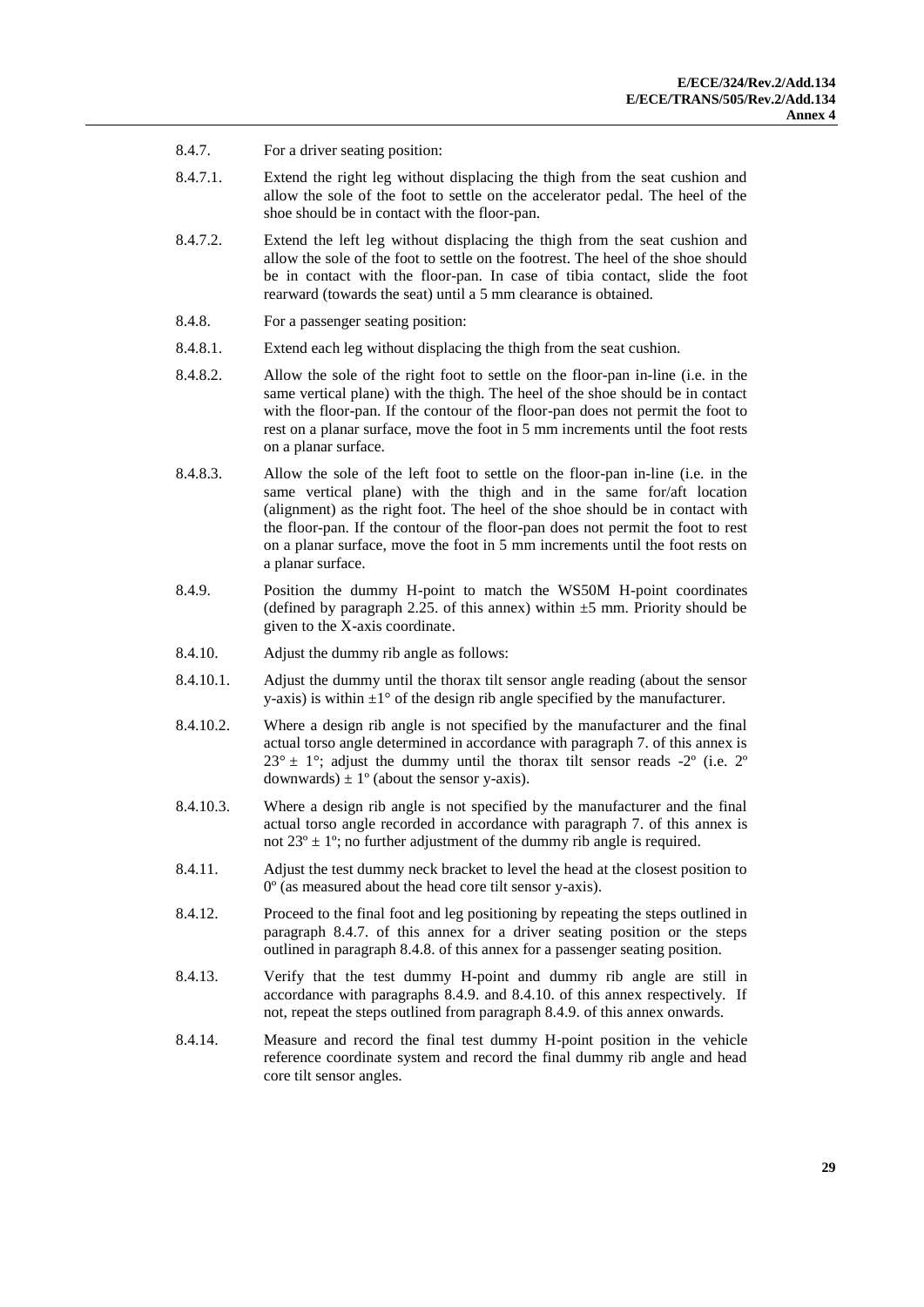8.4.7. For a driver seating position:

8.4.7.1. Extend the right leg without displacing the thigh from the seat cushion and allow the sole of the foot to settle on the accelerator pedal. The heel of the shoe should be in contact with the floor-pan.

8.4.7.2. Extend the left leg without displacing the thigh from the seat cushion and allow the sole of the foot to settle on the footrest. The heel of the shoe should be in contact with the floor-pan. In case of tibia contact, slide the foot rearward (towards the seat) until a 5 mm clearance is obtained.

8.4.8. For a passenger seating position:

8.4.8.1. Extend each leg without displacing the thigh from the seat cushion.

8.4.8.2. Allow the sole of the right foot to settle on the floor-pan in-line (i.e. in the same vertical plane) with the thigh. The heel of the shoe should be in contact with the floor-pan. If the contour of the floor-pan does not permit the foot to rest on a planar surface, move the foot in 5 mm increments until the foot rests on a planar surface.

8.4.8.3. Allow the sole of the left foot to settle on the floor-pan in-line (i.e. in the same vertical plane) with the thigh and in the same for/aft location (alignment) as the right foot. The heel of the shoe should be in contact with the floor-pan. If the contour of the floor-pan does not permit the foot to rest on a planar surface, move the foot in 5 mm increments until the foot rests on a planar surface.

8.4.9. Position the dummy H-point to match the WS50M H-point coordinates (defined by paragraph 2.25. of this annex) within $\pm 5$ mm. Priority should be given to the X-axis coordinate.

8.4.10. Adjust the dummy rib angle as follows:

8.4.10.1. Adjust the dummy until the thorax tilt sensor angle reading (about the sensor y-axis) is within $\pm 1°$ of the design rib angle specified by the manufacturer.

8.4.10.2. Where a design rib angle is not specified by the manufacturer and the final actual torso angle determined in accordance with paragraph 7. of this annex is $23° \pm 1°$; adjust the dummy until the thorax tilt sensor reads $-2°$ (i.e. $2°$ downwards) $\pm 1°$ (about the sensor y-axis).

8.4.10.3. Where a design rib angle is not specified by the manufacturer and the final actual torso angle recorded in accordance with paragraph 7. of this annex is not $23° \pm 1°$; no further adjustment of the dummy rib angle is required.

8.4.11. Adjust the test dummy neck bracket to level the head at the closest position to $0°$ (as measured about the head core tilt sensor y-axis).

8.4.12. Proceed to the final foot and leg positioning by repeating the steps outlined in paragraph 8.4.7. of this annex for a driver seating position or the steps outlined in paragraph 8.4.8. of this annex for a passenger seating position.

8.4.13. Verify that the test dummy H-point and dummy rib angle are still in accordance with paragraphs 8.4.9. and 8.4.10. of this annex respectively. If not, repeat the steps outlined from paragraph 8.4.9. of this annex onwards.

8.4.14. Measure and record the final test dummy H-point position in the vehicle reference coordinate system and record the final dummy rib angle and head core tilt sensor angles.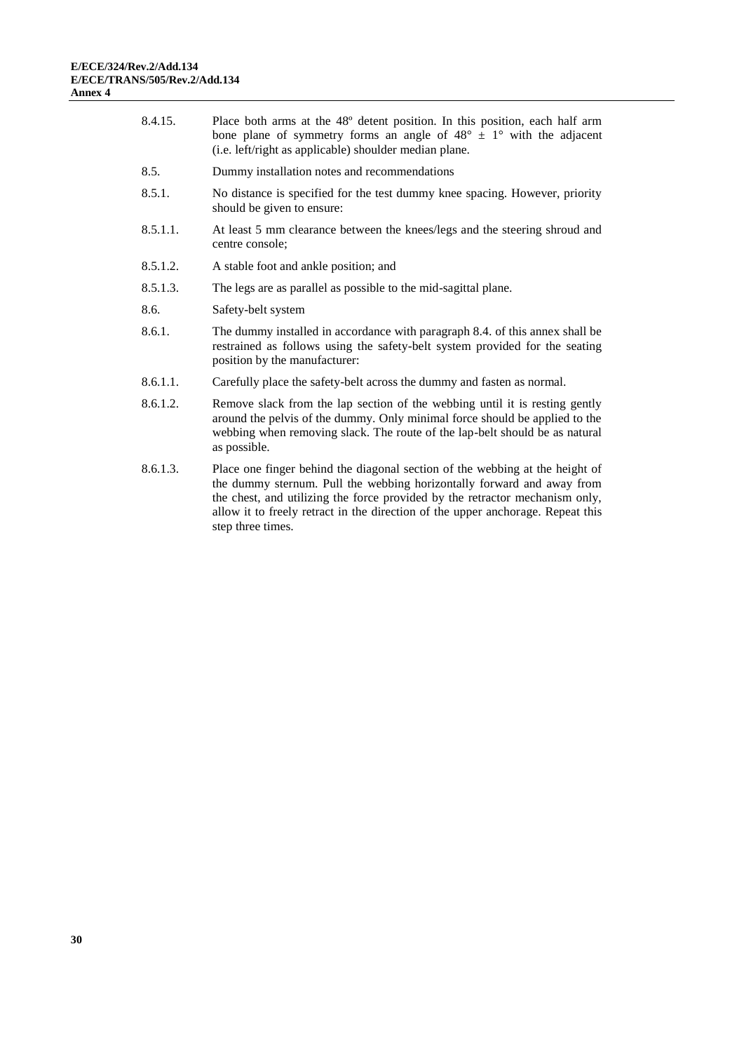8.4.15. Place both arms at the 48º detent position. In this position, each half arm bone plane of symmetry forms an angle of $48° \pm 1°$ with the adjacent (i.e. left/right as applicable) shoulder median plane.

8.5. Dummy installation notes and recommendations

8.5.1. No distance is specified for the test dummy knee spacing. However, priority should be given to ensure:

8.5.1.1. At least 5 mm clearance between the knees/legs and the steering shroud and centre console;

8.5.1.2. A stable foot and ankle position; and

8.5.1.3. The legs are as parallel as possible to the mid-sagittal plane.

8.6. Safety-belt system

8.6.1. The dummy installed in accordance with paragraph 8.4. of this annex shall be restrained as follows using the safety-belt system provided for the seating position by the manufacturer:

8.6.1.1. Carefully place the safety-belt across the dummy and fasten as normal.

8.6.1.2. Remove slack from the lap section of the webbing until it is resting gently around the pelvis of the dummy. Only minimal force should be applied to the webbing when removing slack. The route of the lap-belt should be as natural as possible.

8.6.1.3. Place one finger behind the diagonal section of the webbing at the height of the dummy sternum. Pull the webbing horizontally forward and away from the chest, and utilizing the force provided by the retractor mechanism only, allow it to freely retract in the direction of the upper anchorage. Repeat this step three times.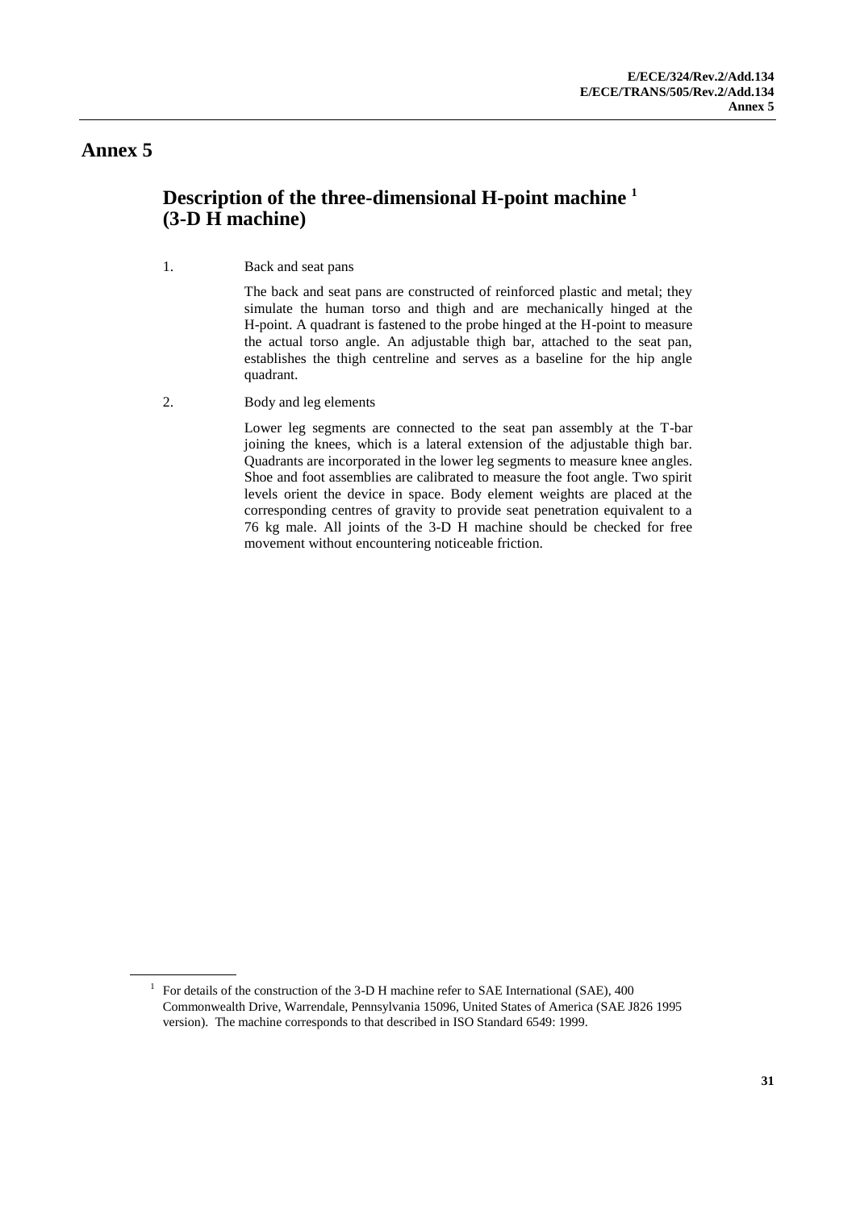# Annex 5

## Description of the three-dimensional H-point machine [1] (3-D H machine)

1. Back and seat pans

The back and seat pans are constructed of reinforced plastic and metal; they simulate the human torso and thigh and are mechanically hinged at the H-point. A quadrant is fastened to the probe hinged at the H-point to measure the actual torso angle. An adjustable thigh bar, attached to the seat pan, establishes the thigh centreline and serves as a baseline for the hip angle quadrant.

2. Body and leg elements

Lower leg segments are connected to the seat pan assembly at the T-bar joining the knees, which is a lateral extension of the adjustable thigh bar. Quadrants are incorporated in the lower leg segments to measure knee angles. Shoe and foot assemblies are calibrated to measure the foot angle. Two spirit levels orient the device in space. Body element weights are placed at the corresponding centres of gravity to provide seat penetration equivalent to a 76 kg male. All joints of the 3-D H machine should be checked for free movement without encountering noticeable friction.

---

[1] For details of the construction of the 3-D H machine refer to SAE International (SAE), 400 Commonwealth Drive, Warrendale, Pennsylvania 15096, United States of America (SAE J826 1995 version). The machine corresponds to that described in ISO Standard 6549: 1999.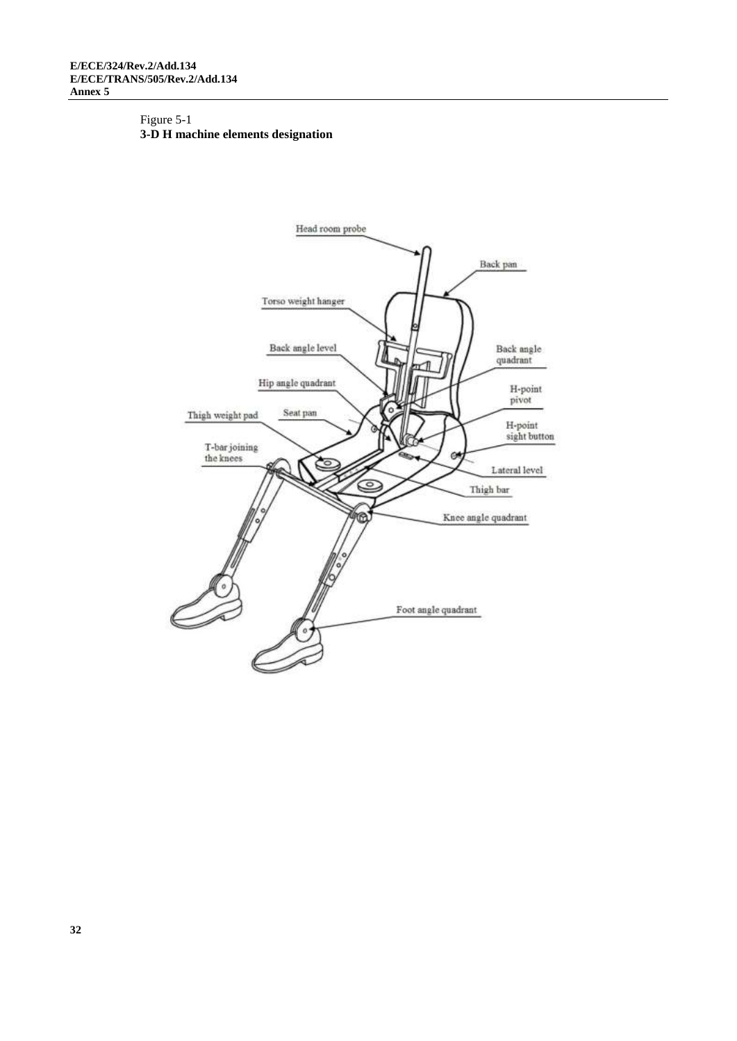Figure 5-1

**3-D H machine elements designation**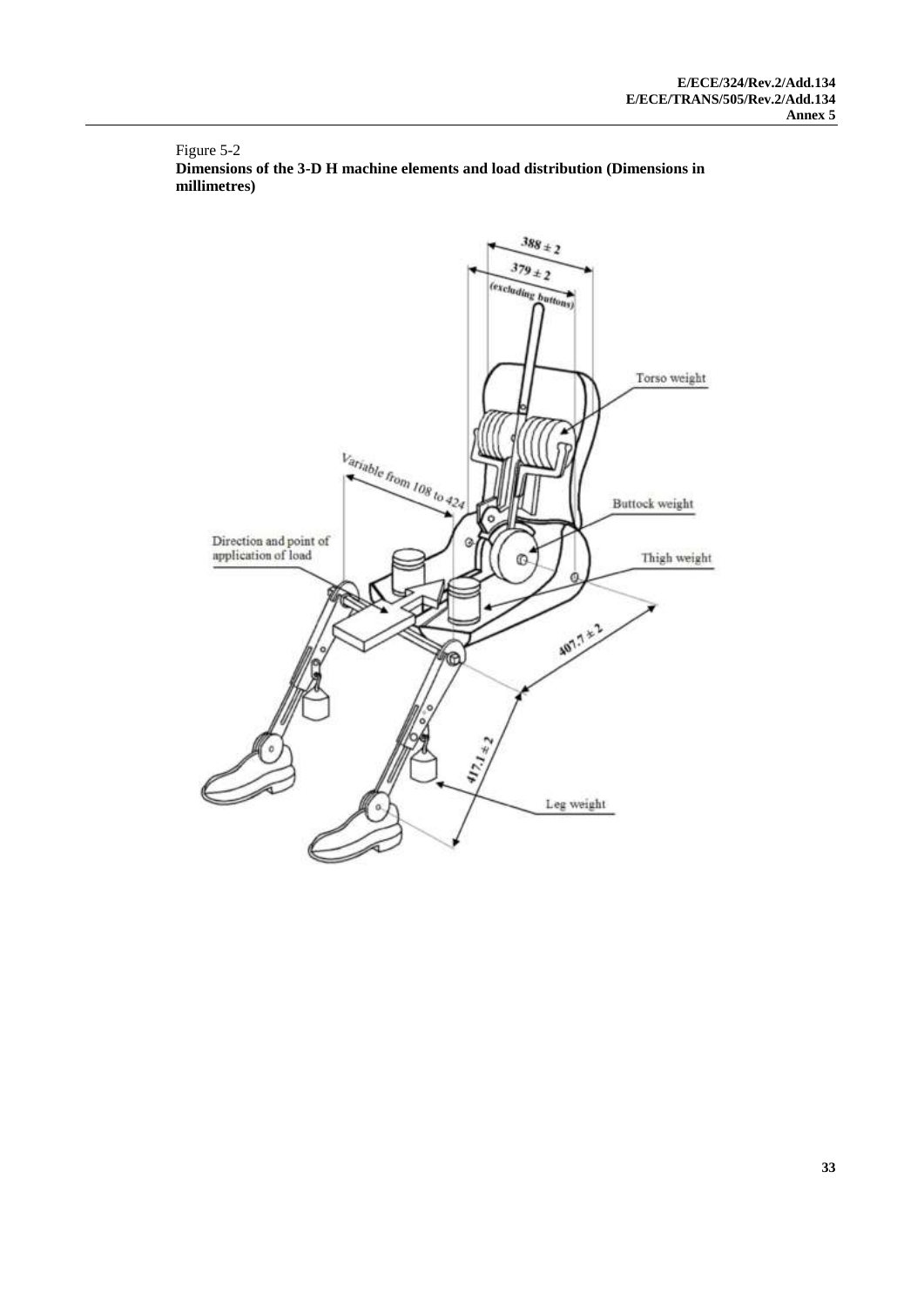Figure 5-2

**Dimensions of the 3-D H machine elements and load distribution (Dimensions in millimetres)**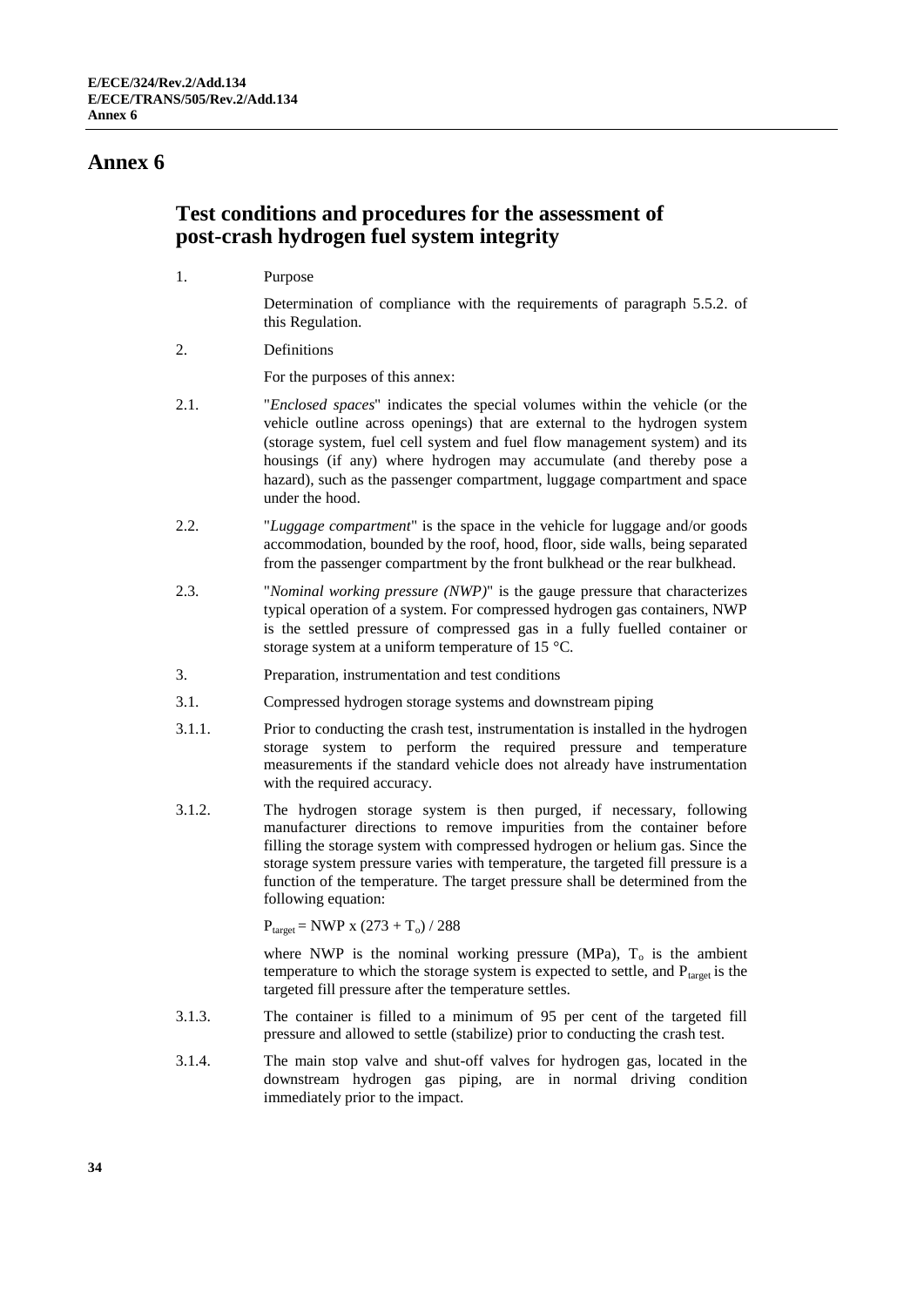# Annex 6

## Test conditions and procedures for the assessment of post-crash hydrogen fuel system integrity

1. Purpose

   Determination of compliance with the requirements of paragraph 5.5.2. of this Regulation.

2. Definitions

   For the purposes of this annex:

2.1. "*Enclosed spaces*" indicates the special volumes within the vehicle (or the vehicle outline across openings) that are external to the hydrogen system (storage system, fuel cell system and fuel flow management system) and its housings (if any) where hydrogen may accumulate (and thereby pose a hazard), such as the passenger compartment, luggage compartment and space under the hood.

2.2. "*Luggage compartment*" is the space in the vehicle for luggage and/or goods accommodation, bounded by the roof, hood, floor, side walls, being separated from the passenger compartment by the front bulkhead or the rear bulkhead.

2.3. "*Nominal working pressure (NWP)*" is the gauge pressure that characterizes typical operation of a system. For compressed hydrogen gas containers, NWP is the settled pressure of compressed gas in a fully fuelled container or storage system at a uniform temperature of 15 °C.

3. Preparation, instrumentation and test conditions

3.1. Compressed hydrogen storage systems and downstream piping

3.1.1. Prior to conducting the crash test, instrumentation is installed in the hydrogen storage system to perform the required pressure and temperature measurements if the standard vehicle does not already have instrumentation with the required accuracy.

3.1.2. The hydrogen storage system is then purged, if necessary, following manufacturer directions to remove impurities from the container before filling the storage system with compressed hydrogen or helium gas. Since the storage system pressure varies with temperature, the targeted fill pressure is a function of the temperature. The target pressure shall be determined from the following equation:

$$P_{target} = NWP \times (273 + T_o) / 288$$

where NWP is the nominal working pressure (MPa), $T_o$ is the ambient temperature to which the storage system is expected to settle, and $P_{target}$ is the targeted fill pressure after the temperature settles.

3.1.3. The container is filled to a minimum of 95 per cent of the targeted fill pressure and allowed to settle (stabilize) prior to conducting the crash test.

3.1.4. The main stop valve and shut-off valves for hydrogen gas, located in the downstream hydrogen gas piping, are in normal driving condition immediately prior to the impact.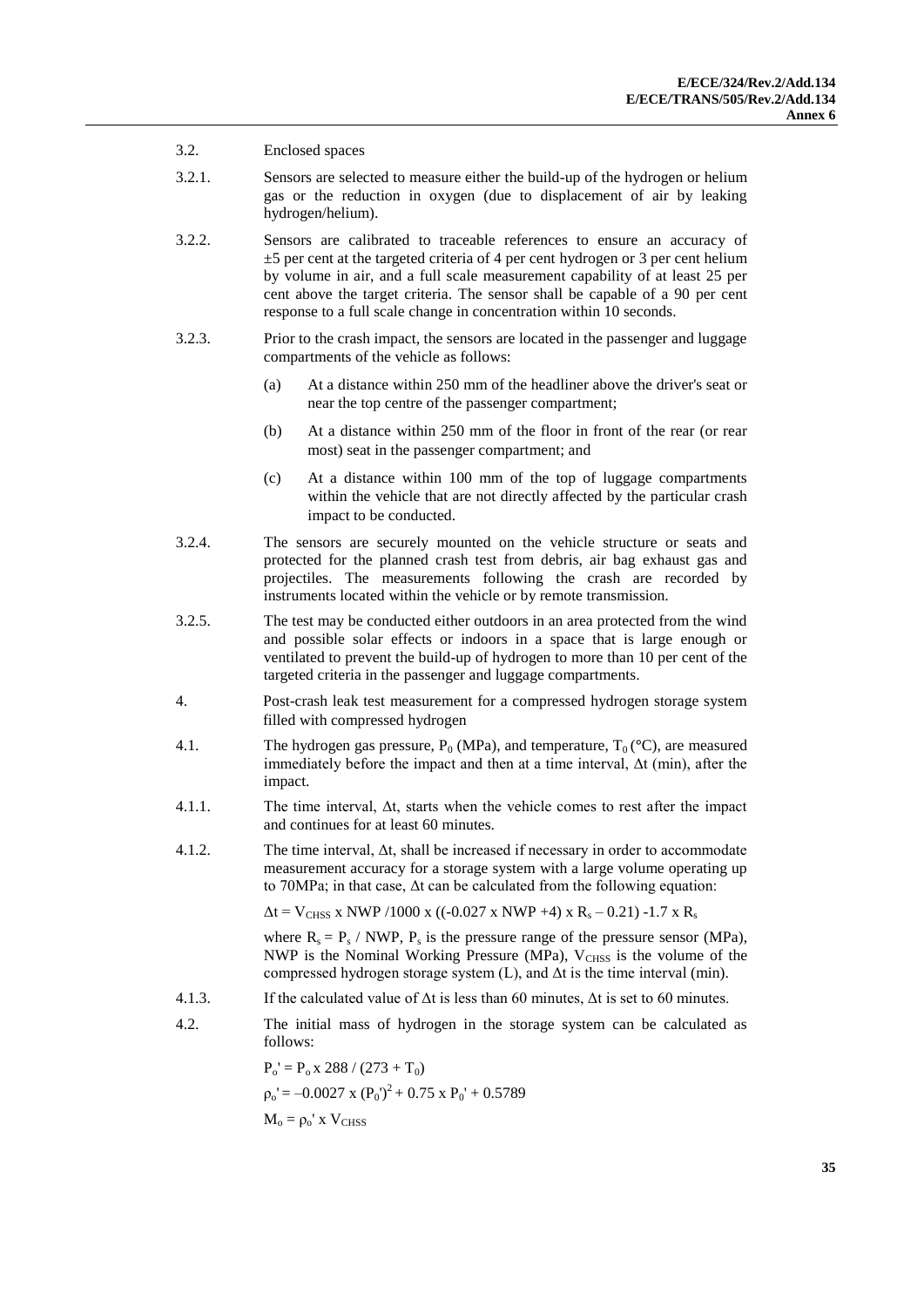3.2. Enclosed spaces

3.2.1. Sensors are selected to measure either the build-up of the hydrogen or helium gas or the reduction in oxygen (due to displacement of air by leaking hydrogen/helium).

3.2.2. Sensors are calibrated to traceable references to ensure an accuracy of ±5 per cent at the targeted criteria of 4 per cent hydrogen or 3 per cent helium by volume in air, and a full scale measurement capability of at least 25 per cent above the target criteria. The sensor shall be capable of a 90 per cent response to a full scale change in concentration within 10 seconds.

3.2.3. Prior to the crash impact, the sensors are located in the passenger and luggage compartments of the vehicle as follows:

(a) At a distance within 250 mm of the headliner above the driver's seat or near the top centre of the passenger compartment;

(b) At a distance within 250 mm of the floor in front of the rear (or rear most) seat in the passenger compartment; and

(c) At a distance within 100 mm of the top of luggage compartments within the vehicle that are not directly affected by the particular crash impact to be conducted.

3.2.4. The sensors are securely mounted on the vehicle structure or seats and protected for the planned crash test from debris, air bag exhaust gas and projectiles. The measurements following the crash are recorded by instruments located within the vehicle or by remote transmission.

3.2.5. The test may be conducted either outdoors in an area protected from the wind and possible solar effects or indoors in a space that is large enough or ventilated to prevent the build-up of hydrogen to more than 10 per cent of the targeted criteria in the passenger and luggage compartments.

4. Post-crash leak test measurement for a compressed hydrogen storage system filled with compressed hydrogen

4.1. The hydrogen gas pressure, $P_0$ (MPa), and temperature, $T_0$ (°C), are measured immediately before the impact and then at a time interval, $\Delta t$ (min), after the impact.

4.1.1. The time interval, $\Delta t$, starts when the vehicle comes to rest after the impact and continues for at least 60 minutes.

4.1.2. The time interval, $\Delta t$, shall be increased if necessary in order to accommodate measurement accuracy for a storage system with a large volume operating up to 70MPa; in that case, $\Delta t$ can be calculated from the following equation:

$$\Delta t = V_{CHSS} \times NWP / 1000 \times ((-0.027 \times NWP + 4) \times R_s - 0.21) - 1.7 \times R_s$$

where $R_s = P_s / NWP$, $P_s$ is the pressure range of the pressure sensor (MPa), NWP is the Nominal Working Pressure (MPa), $V_{CHSS}$ is the volume of the compressed hydrogen storage system (L), and $\Delta t$ is the time interval (min).

4.1.3. If the calculated value of $\Delta t$ is less than 60 minutes, $\Delta t$ is set to 60 minutes.

4.2. The initial mass of hydrogen in the storage system can be calculated as follows:

$$P_o' = P_o \times 288 / (273 + T_0)$$

$$\rho_o' = -0.0027 \times (P_0')^2 + 0.75 \times P_0' + 0.5789$$

$$M_o = \rho_o' \times V_{CHSS}$$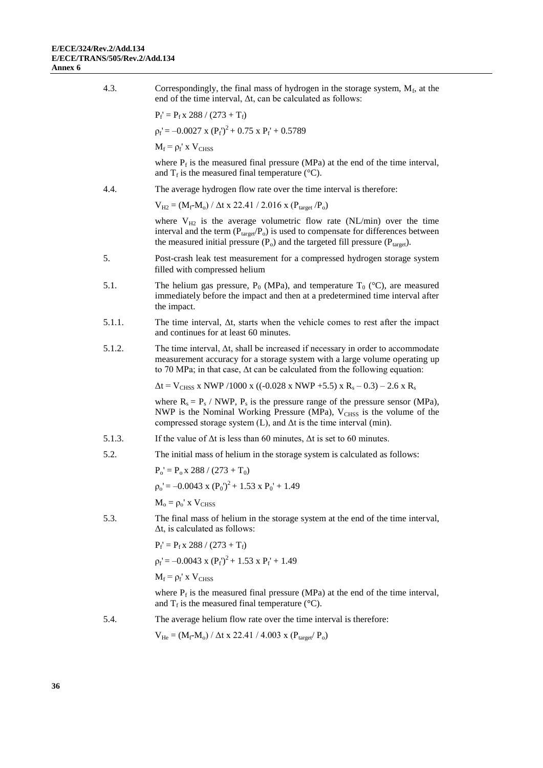4.3. Correspondingly, the final mass of hydrogen in the storage system, $M_f$, at the end of the time interval, $\Delta t$, can be calculated as follows:

$P_f' = P_f \times 288 / (273 + T_f)$

$\rho_f' = -0.0027 \times (P_f')^2 + 0.75 \times P_f' + 0.5789$

$M_f = \rho_f' \times V_{CHSS}$

where $P_f$ is the measured final pressure (MPa) at the end of the time interval, and $T_f$ is the measured final temperature (°C).

4.4. The average hydrogen flow rate over the time interval is therefore:

$V_{H2} = (M_f - M_o) / \Delta t \times 22.41 / 2.016 \times (P_{target} / P_o)$

where $V_{H2}$ is the average volumetric flow rate (NL/min) over the time interval and the term $(P_{target}/P_o)$ is used to compensate for differences between the measured initial pressure ($P_o$) and the targeted fill pressure ($P_{target}$).

5. Post-crash leak test measurement for a compressed hydrogen storage system filled with compressed helium

5.1. The helium gas pressure, $P_0$ (MPa), and temperature $T_0$ (°C), are measured immediately before the impact and then at a predetermined time interval after the impact.

5.1.1. The time interval, $\Delta t$, starts when the vehicle comes to rest after the impact and continues for at least 60 minutes.

5.1.2. The time interval, $\Delta t$, shall be increased if necessary in order to accommodate measurement accuracy for a storage system with a large volume operating up to 70 MPa; in that case, $\Delta t$ can be calculated from the following equation:

$\Delta t = V_{CHSS} \times NWP / 1000 \times ((-0.028 \times NWP + 5.5) \times R_s - 0.3) - 2.6 \times R_s$

where $R_s = P_s / NWP$, $P_s$ is the pressure range of the pressure sensor (MPa), NWP is the Nominal Working Pressure (MPa), $V_{CHSS}$ is the volume of the compressed storage system (L), and $\Delta t$ is the time interval (min).

5.1.3. If the value of $\Delta t$ is less than 60 minutes, $\Delta t$ is set to 60 minutes.

5.2. The initial mass of helium in the storage system is calculated as follows:

$P_o' = P_o \times 288 / (273 + T_0)$

$\rho_o' = -0.0043 \times (P_0')^2 + 1.53 \times P_0' + 1.49$

$M_o = \rho_o' \times V_{CHSS}$

5.3. The final mass of helium in the storage system at the end of the time interval, $\Delta t$, is calculated as follows:

$P_f' = P_f \times 288 / (273 + T_f)$

$\rho_f' = -0.0043 \times (P_f')^2 + 1.53 \times P_f' + 1.49$

$M_f = \rho_f' \times V_{CHSS}$

where $P_f$ is the measured final pressure (MPa) at the end of the time interval, and $T_f$ is the measured final temperature (°C).

5.4. The average helium flow rate over the time interval is therefore:

$V_{He} = (M_f - M_o) / \Delta t \times 22.41 / 4.003 \times (P_{target} / P_o)$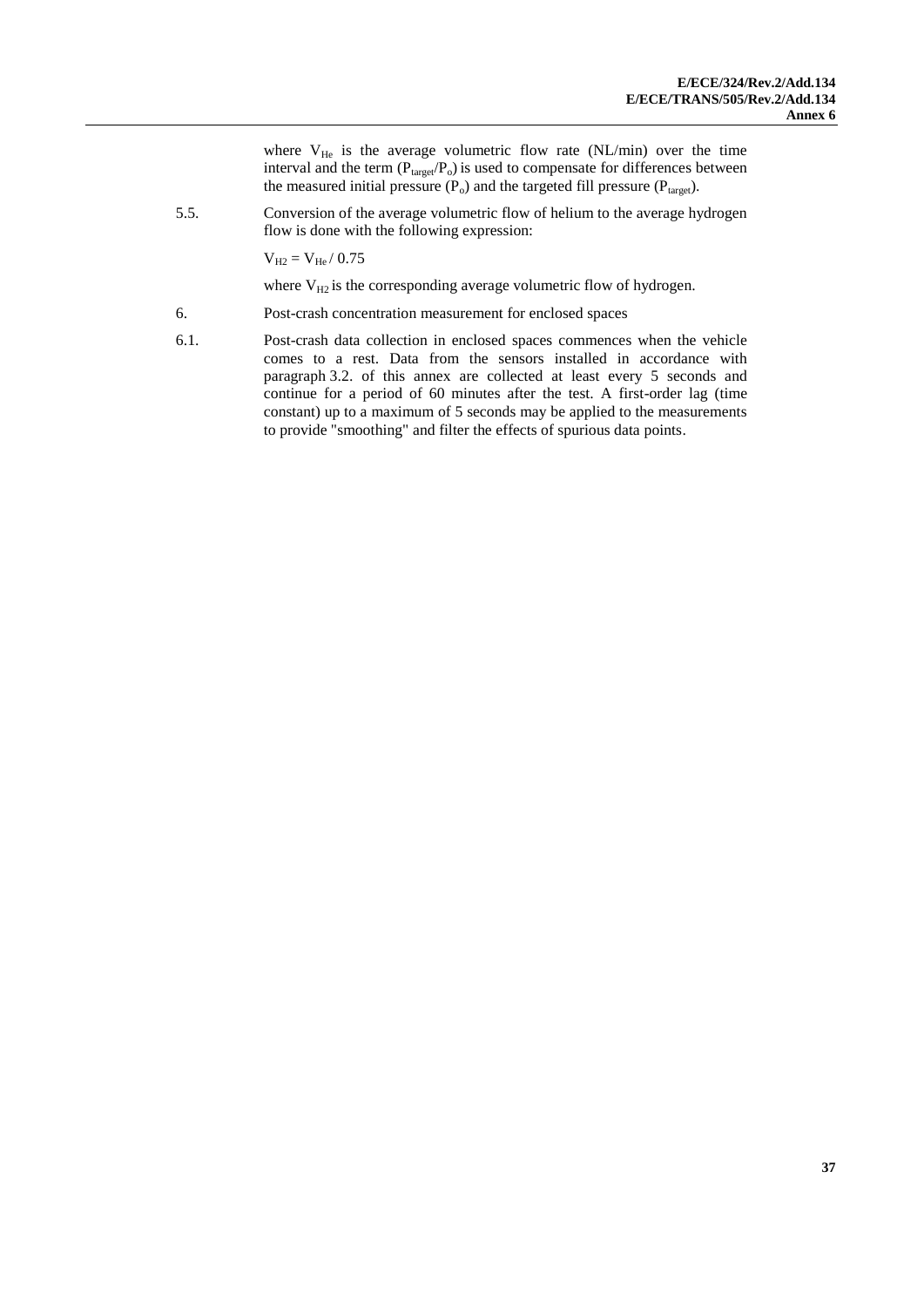where $V_{He}$ is the average volumetric flow rate (NL/min) over the time interval and the term ($P_{target}/P_o$) is used to compensate for differences between the measured initial pressure ($P_o$) and the targeted fill pressure ($P_{target}$).

5.5. Conversion of the average volumetric flow of helium to the average hydrogen flow is done with the following expression:

$$V_{H2} = V_{He} / 0.75$$

where $V_{H2}$ is the corresponding average volumetric flow of hydrogen.

6. Post-crash concentration measurement for enclosed spaces

6.1. Post-crash data collection in enclosed spaces commences when the vehicle comes to a rest. Data from the sensors installed in accordance with paragraph 3.2. of this annex are collected at least every 5 seconds and continue for a period of 60 minutes after the test. A first-order lag (time constant) up to a maximum of 5 seconds may be applied to the measurements to provide "smoothing" and filter the effects of spurious data points.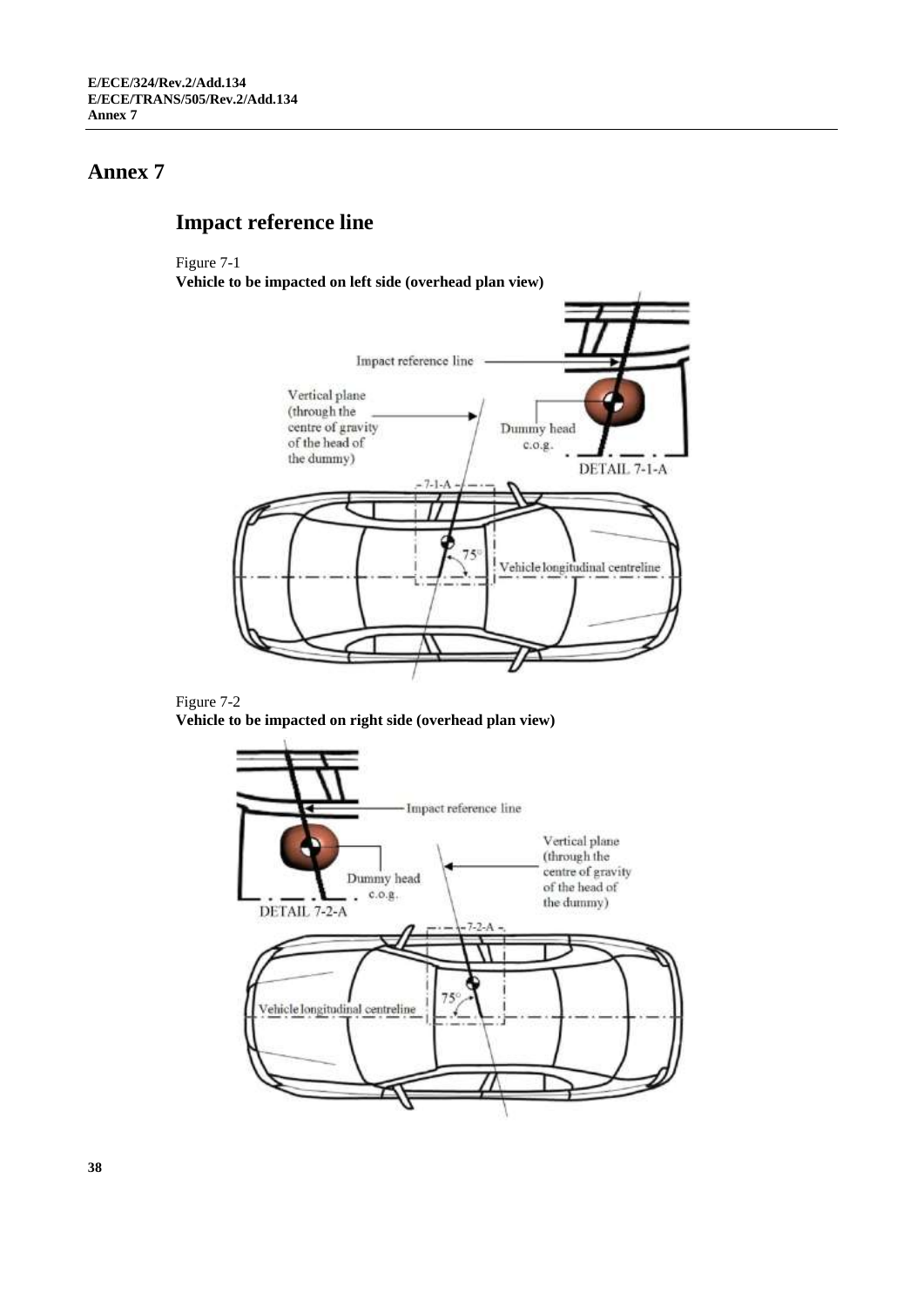# Annex 7

## Impact reference line

Figure 7-1

**Vehicle to be impacted on left side (overhead plan view)**

Figure 7-2

**Vehicle to be impacted on right side (overhead plan view)**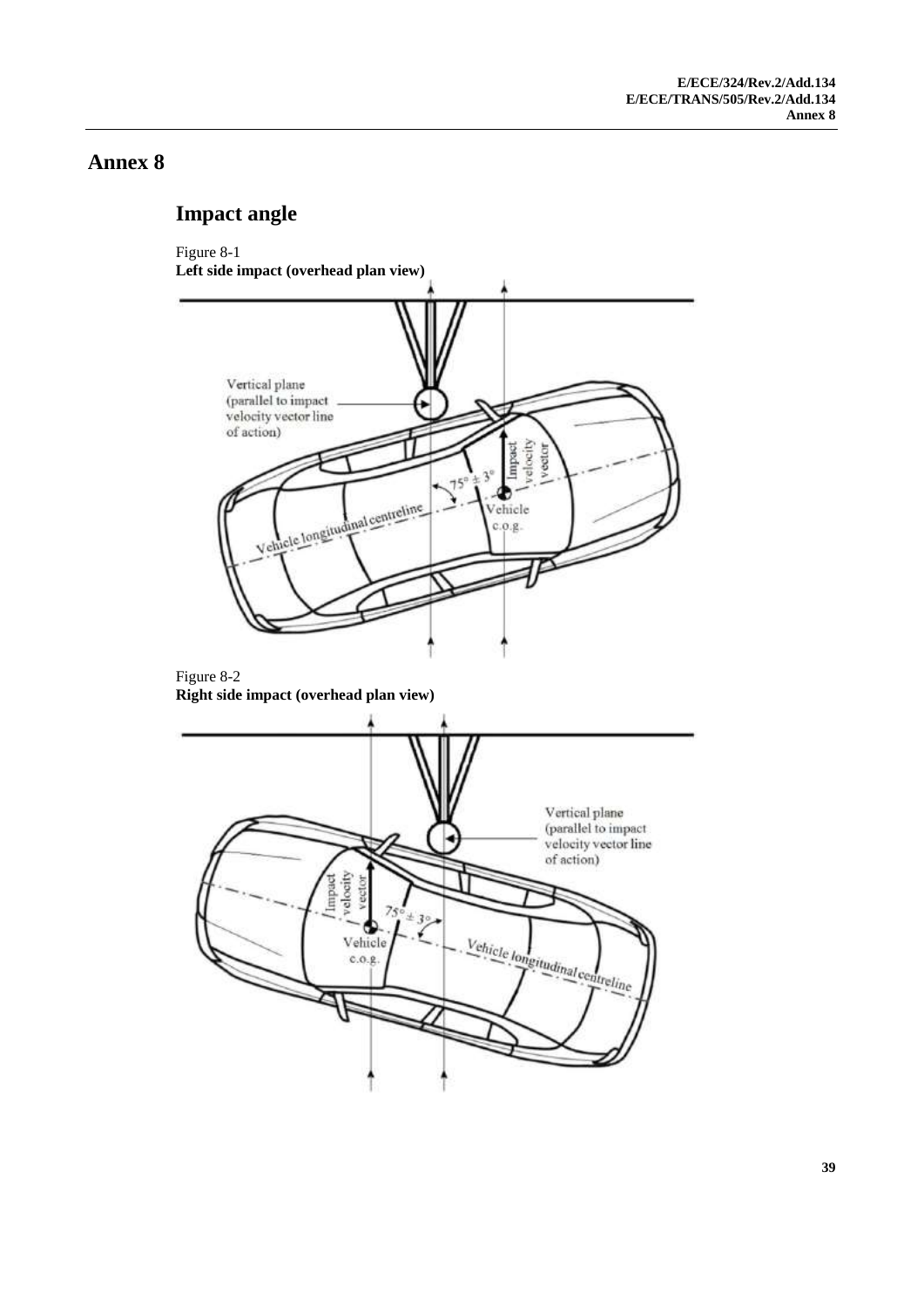# Annex 8

## Impact angle

Figure 8-1
**Left side impact (overhead plan view)**

Figure 8-2
**Right side impact (overhead plan view)**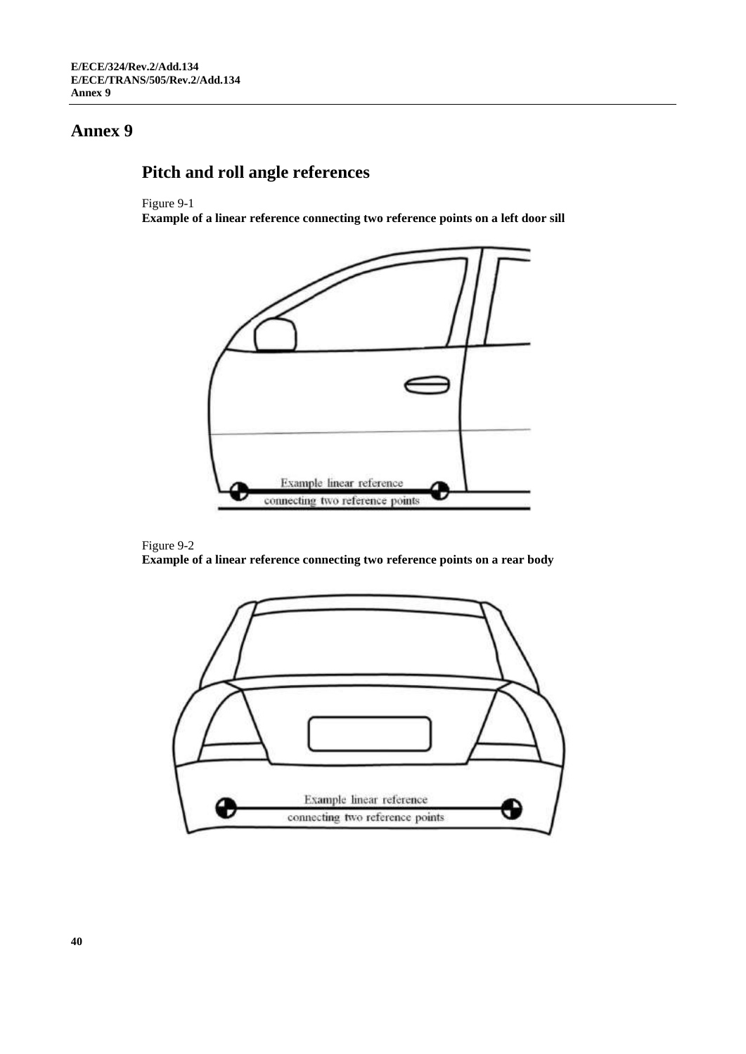# Annex 9

## Pitch and roll angle references

Figure 9-1

**Example of a linear reference connecting two reference points on a left door sill**

Example linear reference connecting two reference points

Figure 9-2

**Example of a linear reference connecting two reference points on a rear body**

Example linear reference connecting two reference points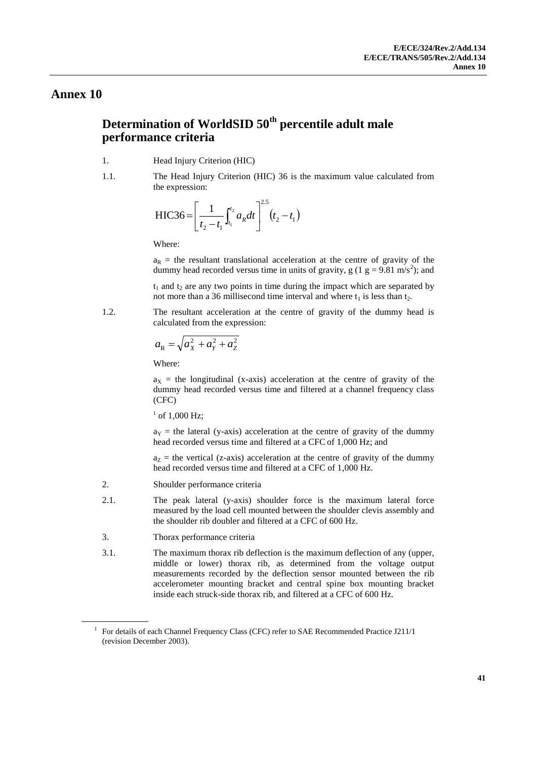# Annex 10

## Determination of WorldSID 50th percentile adult male performance criteria

1. Head Injury Criterion (HIC)

1.1. The Head Injury Criterion (HIC) 36 is the maximum value calculated from the expression:

$$\text{HIC36} = \left[ \frac{1}{t_2 - t_1} \int_{t_1}^{t_2} a_R dt \right]^{2.5} (t_2 - t_1)$$

Where:

$a_R$ = the resultant translational acceleration at the centre of gravity of the dummy head recorded versus time in units of gravity, g (1 g = 9.81 m/s$^2$); and

$t_1$ and $t_2$ are any two points in time during the impact which are separated by not more than a 36 millisecond time interval and where $t_1$ is less than $t_2$.

1.2. The resultant acceleration at the centre of gravity of the dummy head is calculated from the expression:

$$a_R = \sqrt{a_X^2 + a_Y^2 + a_Z^2}$$

Where:

$a_X$ = the longitudinal (x-axis) acceleration at the centre of gravity of the dummy head recorded versus time and filtered at a channel frequency class (CFC)

[1] of 1,000 Hz;

$a_Y$ = the lateral (y-axis) acceleration at the centre of gravity of the dummy head recorded versus time and filtered at a CFC of 1,000 Hz; and

$a_Z$ = the vertical (z-axis) acceleration at the centre of gravity of the dummy head recorded versus time and filtered at a CFC of 1,000 Hz.

2. Shoulder performance criteria

2.1. The peak lateral (y-axis) shoulder force is the maximum lateral force measured by the load cell mounted between the shoulder clevis assembly and the shoulder rib doubler and filtered at a CFC of 600 Hz.

3. Thorax performance criteria

3.1. The maximum thorax rib deflection is the maximum deflection of any (upper, middle or lower) thorax rib, as determined from the voltage output measurements recorded by the deflection sensor mounted between the rib accelerometer mounting bracket and central spine box mounting bracket inside each struck-side thorax rib, and filtered at a CFC of 600 Hz.

---

[1] For details of each Channel Frequency Class (CFC) refer to SAE Recommended Practice J211/1 (revision December 2003).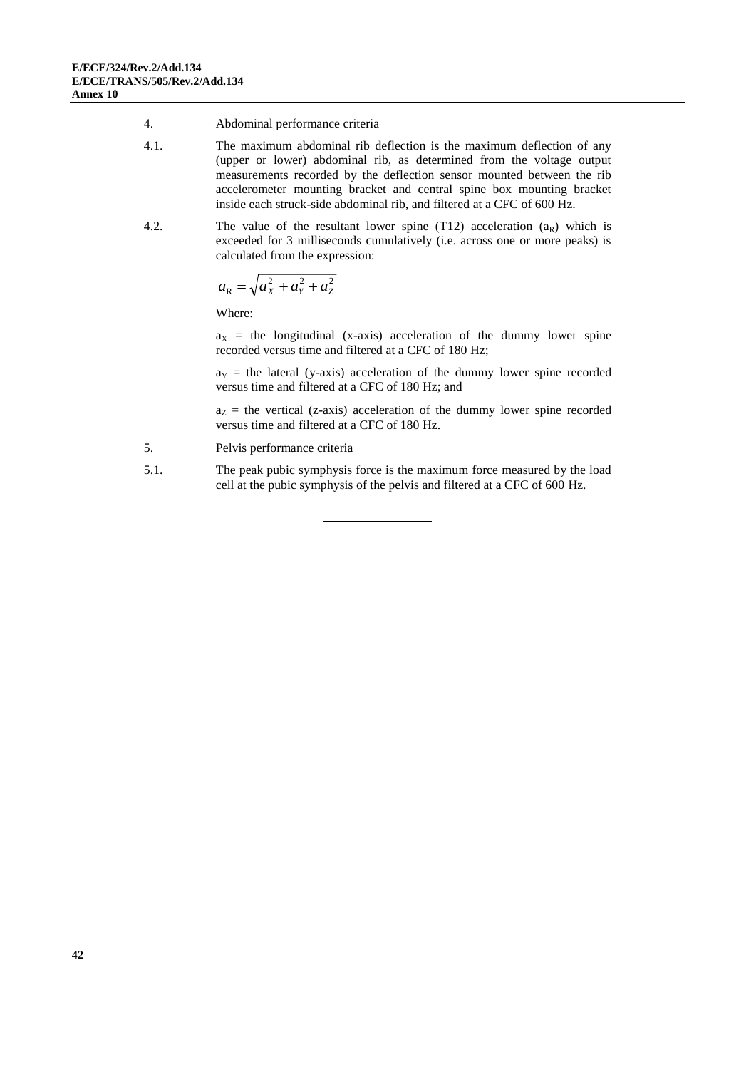4. Abdominal performance criteria

4.1. The maximum abdominal rib deflection is the maximum deflection of any (upper or lower) abdominal rib, as determined from the voltage output measurements recorded by the deflection sensor mounted between the rib accelerometer mounting bracket and central spine box mounting bracket inside each struck-side abdominal rib, and filtered at a CFC of 600 Hz.

4.2. The value of the resultant lower spine (T12) acceleration ($a_R$) which is exceeded for 3 milliseconds cumulatively (i.e. across one or more peaks) is calculated from the expression:

$$a_{\mathrm{R}} = \sqrt{a_X^2 + a_Y^2 + a_Z^2}$$

Where:

$a_X$ = the longitudinal (x-axis) acceleration of the dummy lower spine recorded versus time and filtered at a CFC of 180 Hz;

$a_Y$ = the lateral (y-axis) acceleration of the dummy lower spine recorded versus time and filtered at a CFC of 180 Hz; and

$a_Z$ = the vertical (z-axis) acceleration of the dummy lower spine recorded versus time and filtered at a CFC of 180 Hz.

5. Pelvis performance criteria

5.1. The peak pubic symphysis force is the maximum force measured by the load cell at the pubic symphysis of the pelvis and filtered at a CFC of 600 Hz.